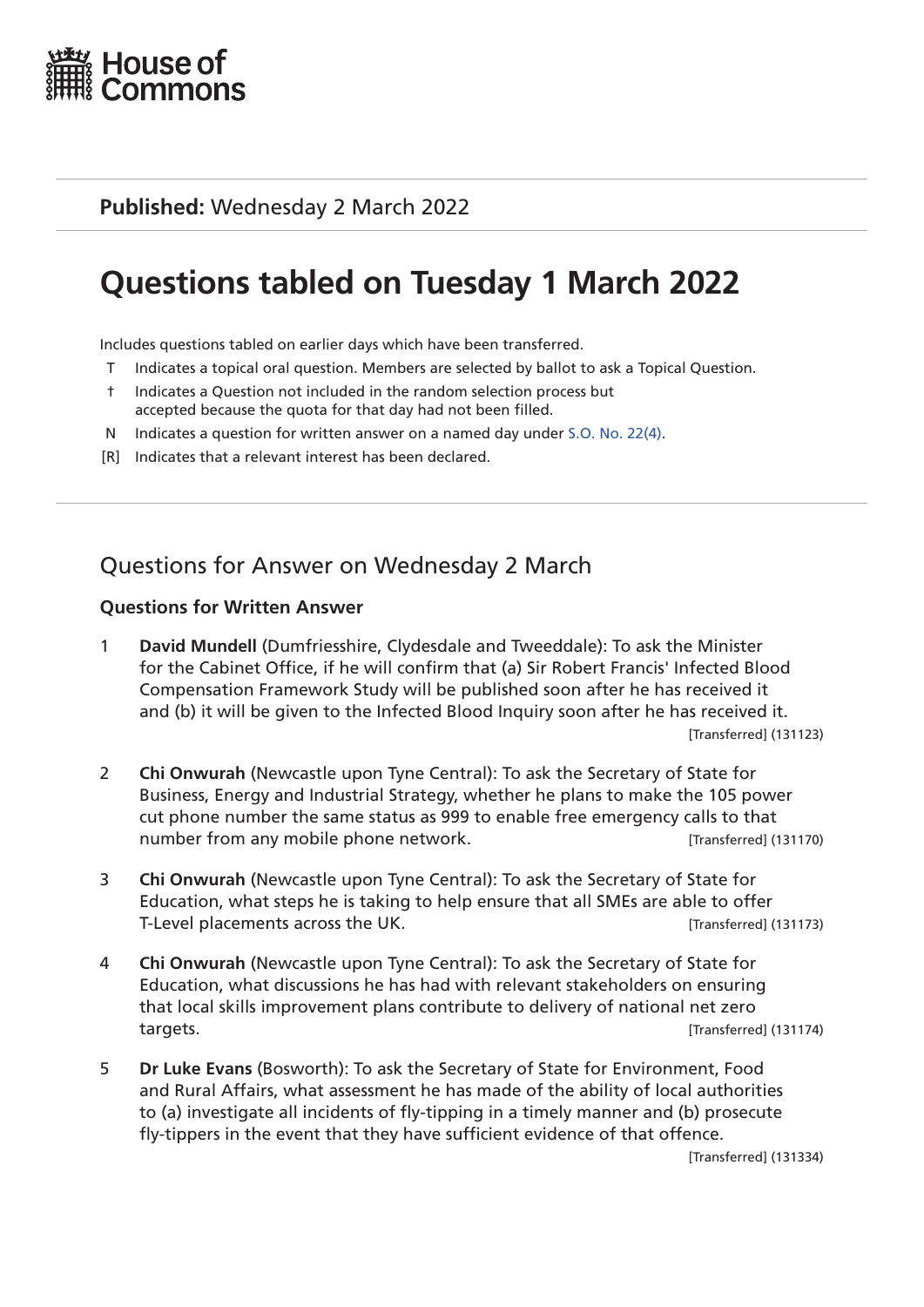House of Commons

**Published:** Wednesday 2 March 2022

# Questions tabled on Tuesday 1 March 2022

Includes questions tabled on earlier days which have been transferred.

- T Indicates a topical oral question. Members are selected by ballot to ask a Topical Question.
- † Indicates a Question not included in the random selection process but accepted because the quota for that day had not been filled.
- N Indicates a question for written answer on a named day under S.O. No. 22(4).
- [R] Indicates that a relevant interest has been declared.

## Questions for Answer on Wednesday 2 March

### Questions for Written Answer

1 **David Mundell** (Dumfriesshire, Clydesdale and Tweeddale): To ask the Minister for the Cabinet Office, if he will confirm that (a) Sir Robert Francis' Infected Blood Compensation Framework Study will be published soon after he has received it and (b) it will be given to the Infected Blood Inquiry soon after he has received it. [Transferred] (131123)

2 **Chi Onwurah** (Newcastle upon Tyne Central): To ask the Secretary of State for Business, Energy and Industrial Strategy, whether he plans to make the 105 power cut phone number the same status as 999 to enable free emergency calls to that number from any mobile phone network. [Transferred] (131170)

3 **Chi Onwurah** (Newcastle upon Tyne Central): To ask the Secretary of State for Education, what steps he is taking to help ensure that all SMEs are able to offer T-Level placements across the UK. [Transferred] (131173)

4 **Chi Onwurah** (Newcastle upon Tyne Central): To ask the Secretary of State for Education, what discussions he has had with relevant stakeholders on ensuring that local skills improvement plans contribute to delivery of national net zero targets. [Transferred] (131174)

5 **Dr Luke Evans** (Bosworth): To ask the Secretary of State for Environment, Food and Rural Affairs, what assessment he has made of the ability of local authorities to (a) investigate all incidents of fly-tipping in a timely manner and (b) prosecute fly-tippers in the event that they have sufficient evidence of that offence. [Transferred] (131334)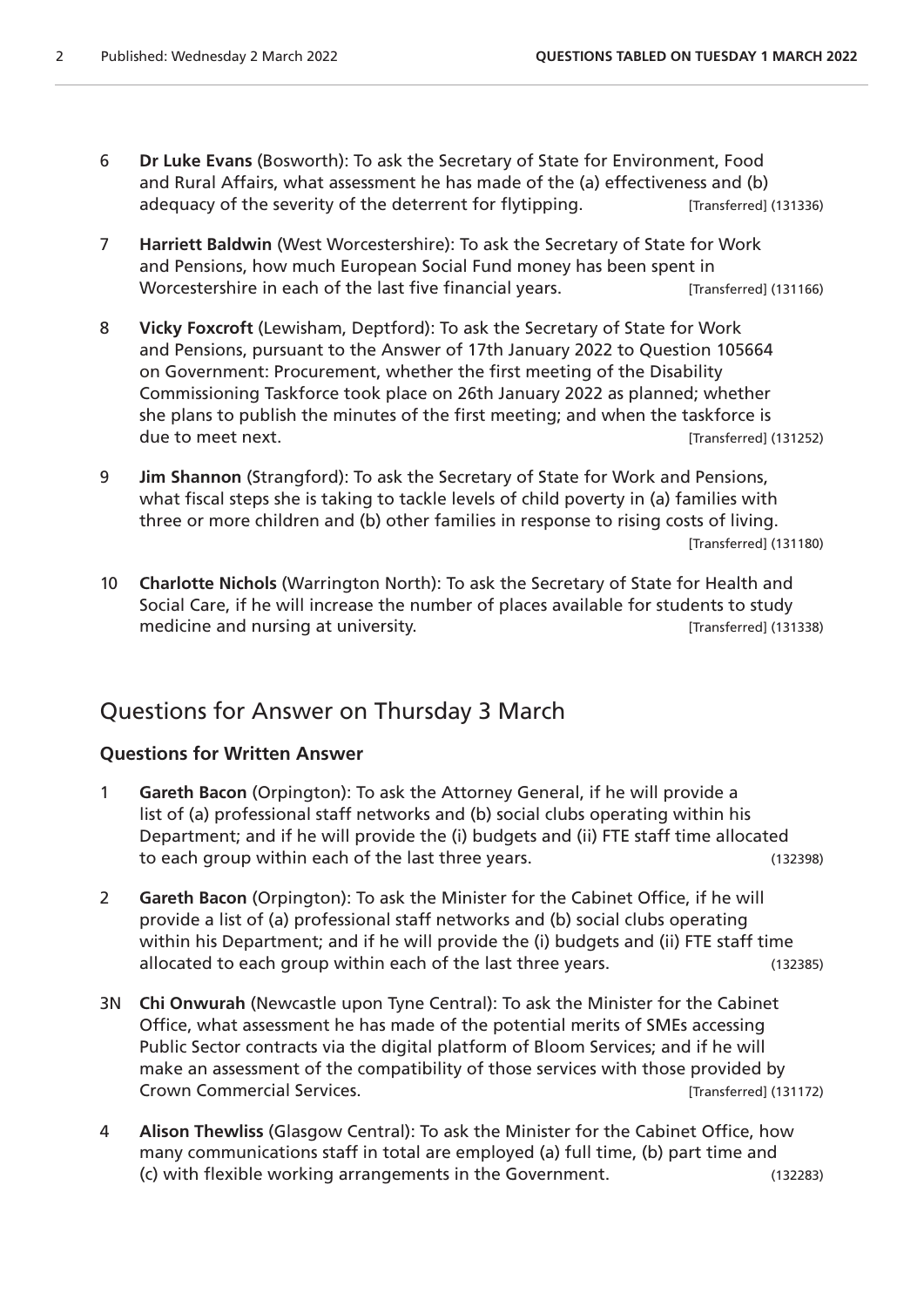6 **Dr Luke Evans** (Bosworth): To ask the Secretary of State for Environment, Food and Rural Affairs, what assessment he has made of the (a) effectiveness and (b) adequacy of the severity of the deterrent for flytipping. [Transferred] (131336)

7 **Harriett Baldwin** (West Worcestershire): To ask the Secretary of State for Work and Pensions, how much European Social Fund money has been spent in Worcestershire in each of the last five financial years. [Transferred] (131166)

8 **Vicky Foxcroft** (Lewisham, Deptford): To ask the Secretary of State for Work and Pensions, pursuant to the Answer of 17th January 2022 to Question 105664 on Government: Procurement, whether the first meeting of the Disability Commissioning Taskforce took place on 26th January 2022 as planned; whether she plans to publish the minutes of the first meeting; and when the taskforce is due to meet next. [Transferred] (131252)

9 **Jim Shannon** (Strangford): To ask the Secretary of State for Work and Pensions, what fiscal steps she is taking to tackle levels of child poverty in (a) families with three or more children and (b) other families in response to rising costs of living. [Transferred] (131180)

10 **Charlotte Nichols** (Warrington North): To ask the Secretary of State for Health and Social Care, if he will increase the number of places available for students to study medicine and nursing at university. [Transferred] (131338)

## Questions for Answer on Thursday 3 March

### Questions for Written Answer

1 **Gareth Bacon** (Orpington): To ask the Attorney General, if he will provide a list of (a) professional staff networks and (b) social clubs operating within his Department; and if he will provide the (i) budgets and (ii) FTE staff time allocated to each group within each of the last three years. (132398)

2 **Gareth Bacon** (Orpington): To ask the Minister for the Cabinet Office, if he will provide a list of (a) professional staff networks and (b) social clubs operating within his Department; and if he will provide the (i) budgets and (ii) FTE staff time allocated to each group within each of the last three years. (132385)

3N **Chi Onwurah** (Newcastle upon Tyne Central): To ask the Minister for the Cabinet Office, what assessment he has made of the potential merits of SMEs accessing Public Sector contracts via the digital platform of Bloom Services; and if he will make an assessment of the compatibility of those services with those provided by Crown Commercial Services. [Transferred] (131172)

4 **Alison Thewliss** (Glasgow Central): To ask the Minister for the Cabinet Office, how many communications staff in total are employed (a) full time, (b) part time and (c) with flexible working arrangements in the Government. (132283)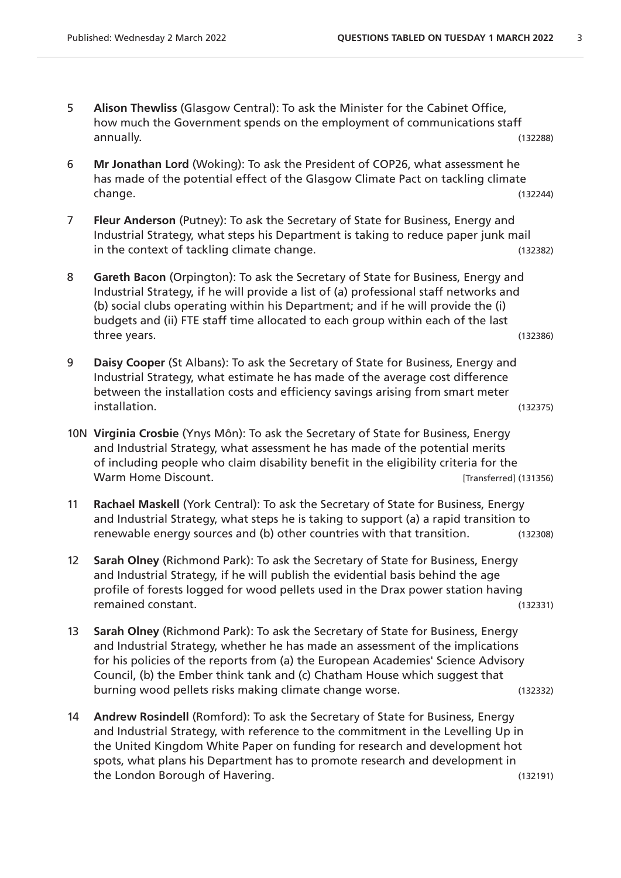5 **Alison Thewliss** (Glasgow Central): To ask the Minister for the Cabinet Office, how much the Government spends on the employment of communications staff annually. (132288)

6 **Mr Jonathan Lord** (Woking): To ask the President of COP26, what assessment he has made of the potential effect of the Glasgow Climate Pact on tackling climate change. (132244)

7 **Fleur Anderson** (Putney): To ask the Secretary of State for Business, Energy and Industrial Strategy, what steps his Department is taking to reduce paper junk mail in the context of tackling climate change. (132382)

8 **Gareth Bacon** (Orpington): To ask the Secretary of State for Business, Energy and Industrial Strategy, if he will provide a list of (a) professional staff networks and (b) social clubs operating within his Department; and if he will provide the (i) budgets and (ii) FTE staff time allocated to each group within each of the last three years. (132386)

9 **Daisy Cooper** (St Albans): To ask the Secretary of State for Business, Energy and Industrial Strategy, what estimate he has made of the average cost difference between the installation costs and efficiency savings arising from smart meter installation. (132375)

10N **Virginia Crosbie** (Ynys Môn): To ask the Secretary of State for Business, Energy and Industrial Strategy, what assessment he has made of the potential merits of including people who claim disability benefit in the eligibility criteria for the Warm Home Discount. [Transferred] (131356)

11 **Rachael Maskell** (York Central): To ask the Secretary of State for Business, Energy and Industrial Strategy, what steps he is taking to support (a) a rapid transition to renewable energy sources and (b) other countries with that transition. (132308)

12 **Sarah Olney** (Richmond Park): To ask the Secretary of State for Business, Energy and Industrial Strategy, if he will publish the evidential basis behind the age profile of forests logged for wood pellets used in the Drax power station having remained constant. (132331)

13 **Sarah Olney** (Richmond Park): To ask the Secretary of State for Business, Energy and Industrial Strategy, whether he has made an assessment of the implications for his policies of the reports from (a) the European Academies' Science Advisory Council, (b) the Ember think tank and (c) Chatham House which suggest that burning wood pellets risks making climate change worse. (132332)

14 **Andrew Rosindell** (Romford): To ask the Secretary of State for Business, Energy and Industrial Strategy, with reference to the commitment in the Levelling Up in the United Kingdom White Paper on funding for research and development hot spots, what plans his Department has to promote research and development in the London Borough of Havering. (132191)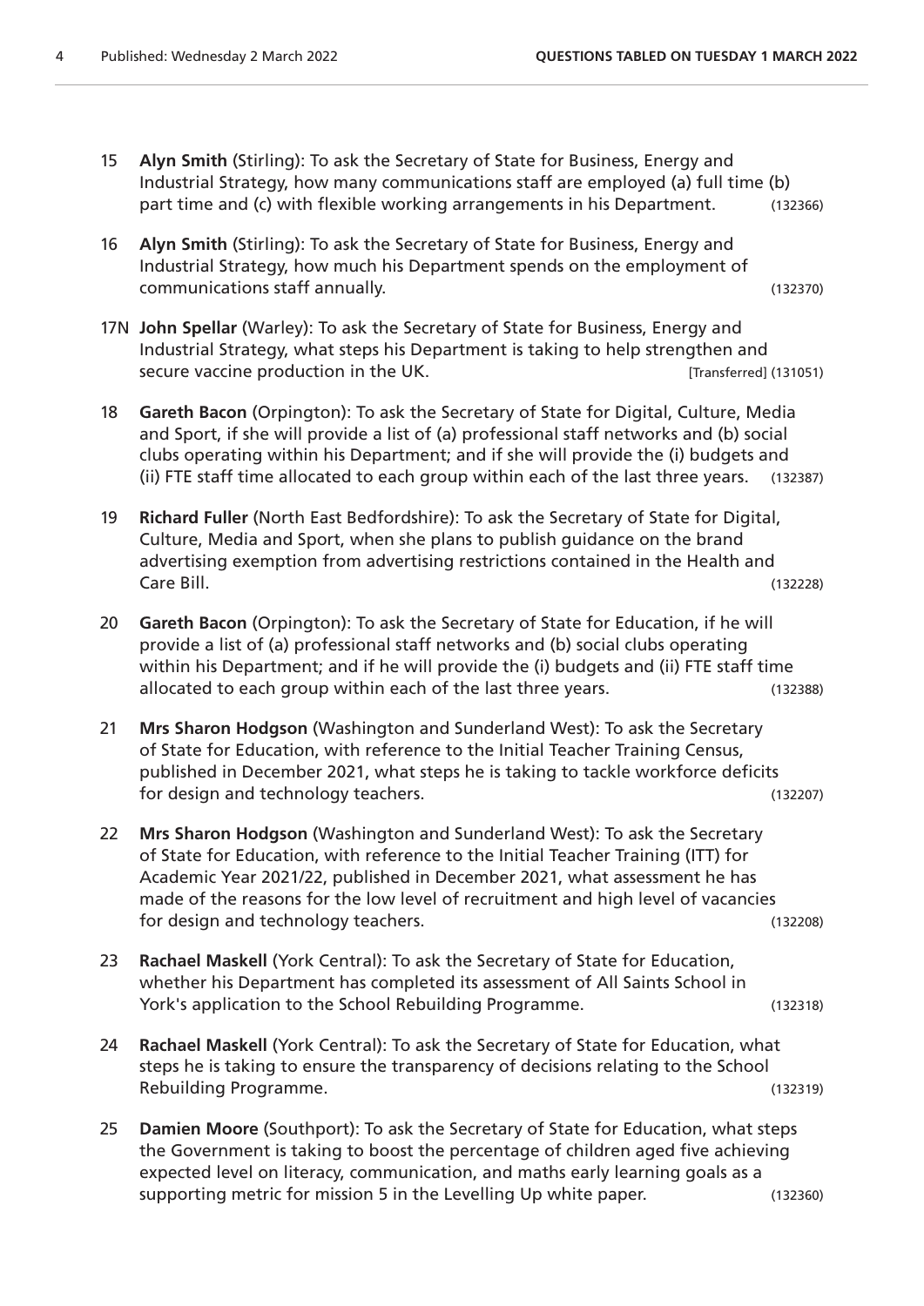15 **Alyn Smith** (Stirling): To ask the Secretary of State for Business, Energy and Industrial Strategy, how many communications staff are employed (a) full time (b) part time and (c) with flexible working arrangements in his Department. (132366)

16 **Alyn Smith** (Stirling): To ask the Secretary of State for Business, Energy and Industrial Strategy, how much his Department spends on the employment of communications staff annually. (132370)

17N **John Spellar** (Warley): To ask the Secretary of State for Business, Energy and Industrial Strategy, what steps his Department is taking to help strengthen and secure vaccine production in the UK. [Transferred] (131051)

18 **Gareth Bacon** (Orpington): To ask the Secretary of State for Digital, Culture, Media and Sport, if she will provide a list of (a) professional staff networks and (b) social clubs operating within his Department; and if she will provide the (i) budgets and (ii) FTE staff time allocated to each group within each of the last three years. (132387)

19 **Richard Fuller** (North East Bedfordshire): To ask the Secretary of State for Digital, Culture, Media and Sport, when she plans to publish guidance on the brand advertising exemption from advertising restrictions contained in the Health and Care Bill. (132228)

20 **Gareth Bacon** (Orpington): To ask the Secretary of State for Education, if he will provide a list of (a) professional staff networks and (b) social clubs operating within his Department; and if he will provide the (i) budgets and (ii) FTE staff time allocated to each group within each of the last three years. (132388)

21 **Mrs Sharon Hodgson** (Washington and Sunderland West): To ask the Secretary of State for Education, with reference to the Initial Teacher Training Census, published in December 2021, what steps he is taking to tackle workforce deficits for design and technology teachers. (132207)

22 **Mrs Sharon Hodgson** (Washington and Sunderland West): To ask the Secretary of State for Education, with reference to the Initial Teacher Training (ITT) for Academic Year 2021/22, published in December 2021, what assessment he has made of the reasons for the low level of recruitment and high level of vacancies for design and technology teachers. (132208)

23 **Rachael Maskell** (York Central): To ask the Secretary of State for Education, whether his Department has completed its assessment of All Saints School in York's application to the School Rebuilding Programme. (132318)

24 **Rachael Maskell** (York Central): To ask the Secretary of State for Education, what steps he is taking to ensure the transparency of decisions relating to the School Rebuilding Programme. (132319)

25 **Damien Moore** (Southport): To ask the Secretary of State for Education, what steps the Government is taking to boost the percentage of children aged five achieving expected level on literacy, communication, and maths early learning goals as a supporting metric for mission 5 in the Levelling Up white paper. (132360)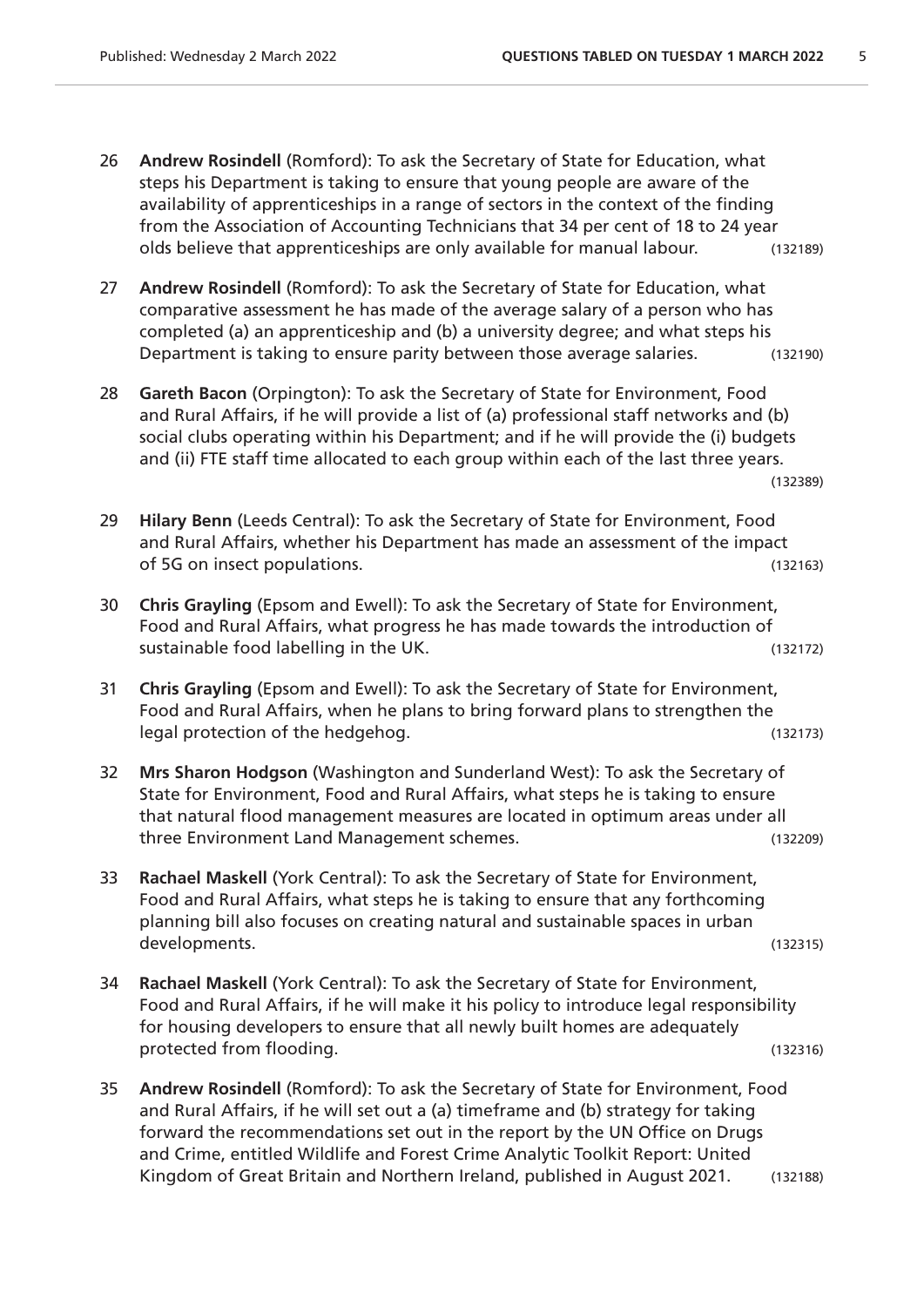26 **Andrew Rosindell** (Romford): To ask the Secretary of State for Education, what steps his Department is taking to ensure that young people are aware of the availability of apprenticeships in a range of sectors in the context of the finding from the Association of Accounting Technicians that 34 per cent of 18 to 24 year olds believe that apprenticeships are only available for manual labour. (132189)

27 **Andrew Rosindell** (Romford): To ask the Secretary of State for Education, what comparative assessment he has made of the average salary of a person who has completed (a) an apprenticeship and (b) a university degree; and what steps his Department is taking to ensure parity between those average salaries. (132190)

28 **Gareth Bacon** (Orpington): To ask the Secretary of State for Environment, Food and Rural Affairs, if he will provide a list of (a) professional staff networks and (b) social clubs operating within his Department; and if he will provide the (i) budgets and (ii) FTE staff time allocated to each group within each of the last three years. (132389)

29 **Hilary Benn** (Leeds Central): To ask the Secretary of State for Environment, Food and Rural Affairs, whether his Department has made an assessment of the impact of 5G on insect populations. (132163)

30 **Chris Grayling** (Epsom and Ewell): To ask the Secretary of State for Environment, Food and Rural Affairs, what progress he has made towards the introduction of sustainable food labelling in the UK. (132172)

31 **Chris Grayling** (Epsom and Ewell): To ask the Secretary of State for Environment, Food and Rural Affairs, when he plans to bring forward plans to strengthen the legal protection of the hedgehog. (132173)

32 **Mrs Sharon Hodgson** (Washington and Sunderland West): To ask the Secretary of State for Environment, Food and Rural Affairs, what steps he is taking to ensure that natural flood management measures are located in optimum areas under all three Environment Land Management schemes. (132209)

33 **Rachael Maskell** (York Central): To ask the Secretary of State for Environment, Food and Rural Affairs, what steps he is taking to ensure that any forthcoming planning bill also focuses on creating natural and sustainable spaces in urban developments. (132315)

34 **Rachael Maskell** (York Central): To ask the Secretary of State for Environment, Food and Rural Affairs, if he will make it his policy to introduce legal responsibility for housing developers to ensure that all newly built homes are adequately protected from flooding. (132316)

35 **Andrew Rosindell** (Romford): To ask the Secretary of State for Environment, Food and Rural Affairs, if he will set out a (a) timeframe and (b) strategy for taking forward the recommendations set out in the report by the UN Office on Drugs and Crime, entitled Wildlife and Forest Crime Analytic Toolkit Report: United Kingdom of Great Britain and Northern Ireland, published in August 2021. (132188)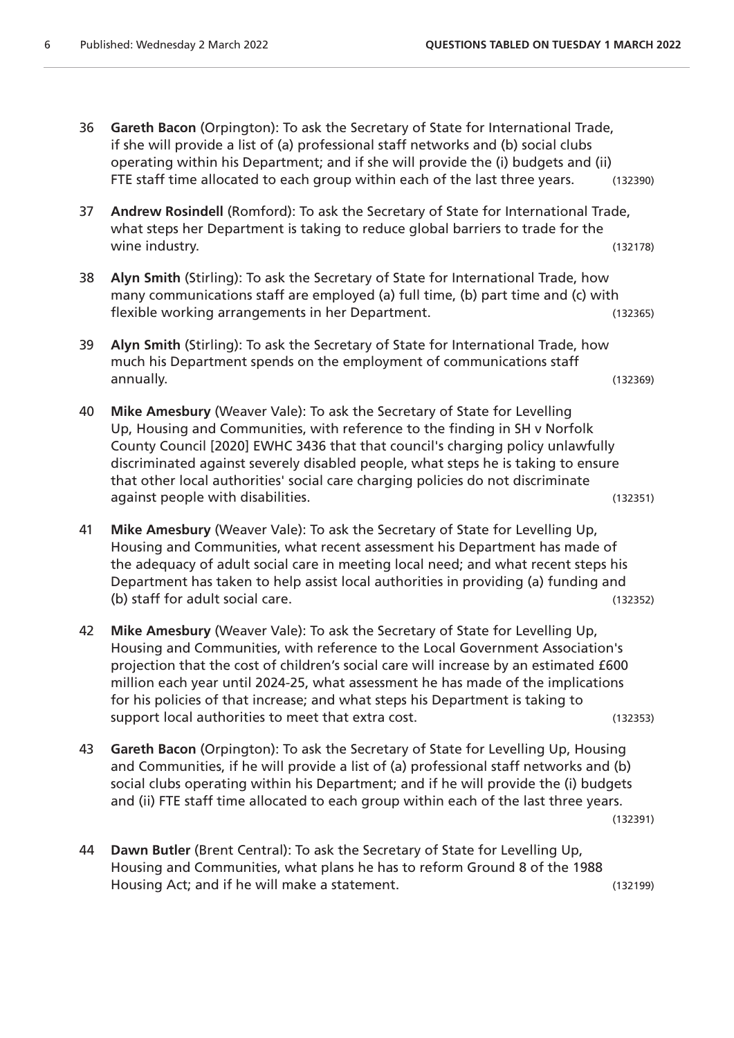36 **Gareth Bacon** (Orpington): To ask the Secretary of State for International Trade, if she will provide a list of (a) professional staff networks and (b) social clubs operating within his Department; and if she will provide the (i) budgets and (ii) FTE staff time allocated to each group within each of the last three years. (132390)

37 **Andrew Rosindell** (Romford): To ask the Secretary of State for International Trade, what steps her Department is taking to reduce global barriers to trade for the wine industry. (132178)

38 **Alyn Smith** (Stirling): To ask the Secretary of State for International Trade, how many communications staff are employed (a) full time, (b) part time and (c) with flexible working arrangements in her Department. (132365)

39 **Alyn Smith** (Stirling): To ask the Secretary of State for International Trade, how much his Department spends on the employment of communications staff annually. (132369)

40 **Mike Amesbury** (Weaver Vale): To ask the Secretary of State for Levelling Up, Housing and Communities, with reference to the finding in SH v Norfolk County Council [2020] EWHC 3436 that that council's charging policy unlawfully discriminated against severely disabled people, what steps he is taking to ensure that other local authorities' social care charging policies do not discriminate against people with disabilities. (132351)

41 **Mike Amesbury** (Weaver Vale): To ask the Secretary of State for Levelling Up, Housing and Communities, what recent assessment his Department has made of the adequacy of adult social care in meeting local need; and what recent steps his Department has taken to help assist local authorities in providing (a) funding and (b) staff for adult social care. (132352)

42 **Mike Amesbury** (Weaver Vale): To ask the Secretary of State for Levelling Up, Housing and Communities, with reference to the Local Government Association's projection that the cost of children's social care will increase by an estimated £600 million each year until 2024-25, what assessment he has made of the implications for his policies of that increase; and what steps his Department is taking to support local authorities to meet that extra cost. (132353)

43 **Gareth Bacon** (Orpington): To ask the Secretary of State for Levelling Up, Housing and Communities, if he will provide a list of (a) professional staff networks and (b) social clubs operating within his Department; and if he will provide the (i) budgets and (ii) FTE staff time allocated to each group within each of the last three years. (132391)

44 **Dawn Butler** (Brent Central): To ask the Secretary of State for Levelling Up, Housing and Communities, what plans he has to reform Ground 8 of the 1988 Housing Act; and if he will make a statement. (132199)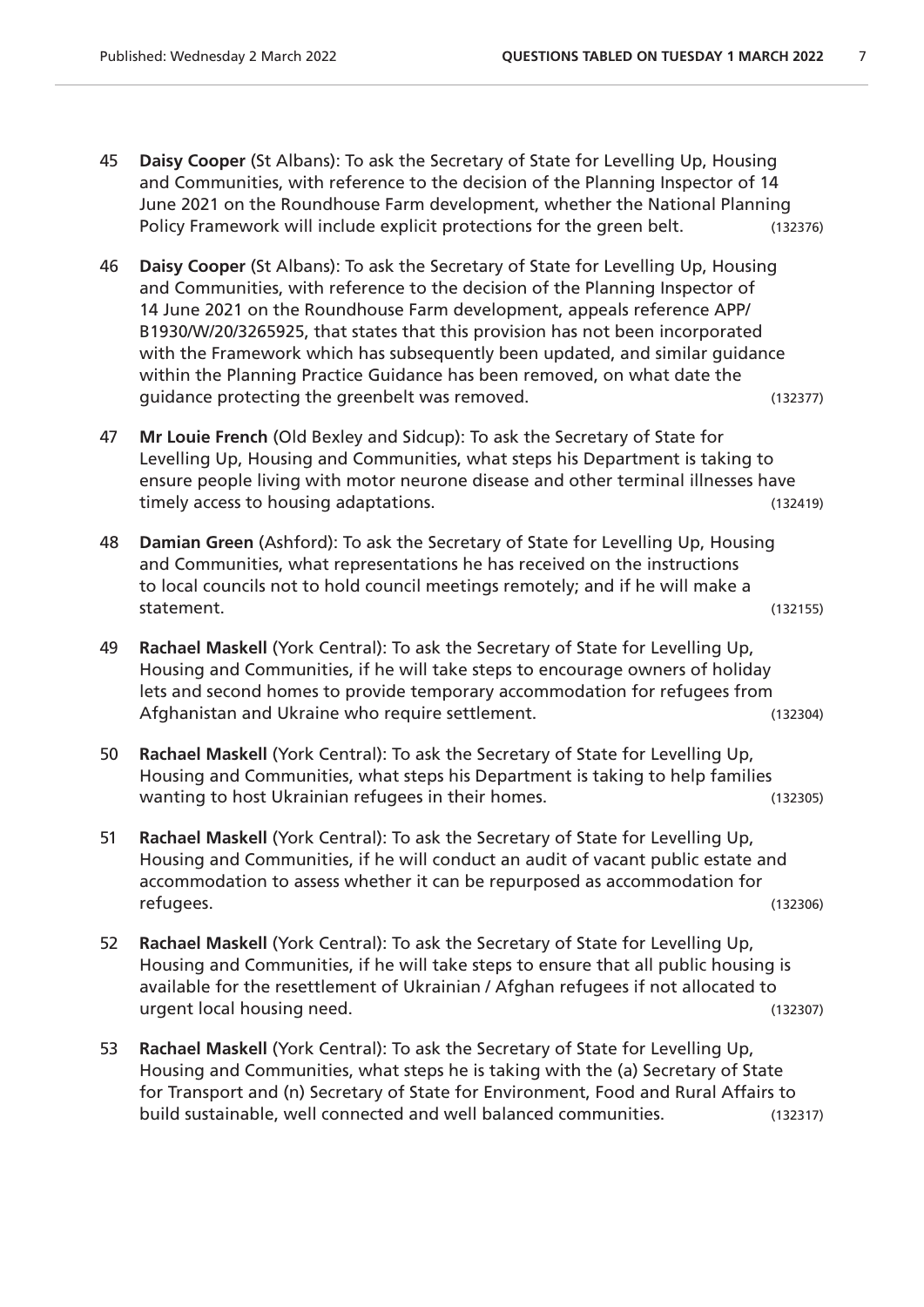45 **Daisy Cooper** (St Albans): To ask the Secretary of State for Levelling Up, Housing and Communities, with reference to the decision of the Planning Inspector of 14 June 2021 on the Roundhouse Farm development, whether the National Planning Policy Framework will include explicit protections for the green belt. (132376)

46 **Daisy Cooper** (St Albans): To ask the Secretary of State for Levelling Up, Housing and Communities, with reference to the decision of the Planning Inspector of 14 June 2021 on the Roundhouse Farm development, appeals reference APP/B1930/W/20/3265925, that states that this provision has not been incorporated with the Framework which has subsequently been updated, and similar guidance within the Planning Practice Guidance has been removed, on what date the guidance protecting the greenbelt was removed. (132377)

47 **Mr Louie French** (Old Bexley and Sidcup): To ask the Secretary of State for Levelling Up, Housing and Communities, what steps his Department is taking to ensure people living with motor neurone disease and other terminal illnesses have timely access to housing adaptations. (132419)

48 **Damian Green** (Ashford): To ask the Secretary of State for Levelling Up, Housing and Communities, what representations he has received on the instructions to local councils not to hold council meetings remotely; and if he will make a statement. (132155)

49 **Rachael Maskell** (York Central): To ask the Secretary of State for Levelling Up, Housing and Communities, if he will take steps to encourage owners of holiday lets and second homes to provide temporary accommodation for refugees from Afghanistan and Ukraine who require settlement. (132304)

50 **Rachael Maskell** (York Central): To ask the Secretary of State for Levelling Up, Housing and Communities, what steps his Department is taking to help families wanting to host Ukrainian refugees in their homes. (132305)

51 **Rachael Maskell** (York Central): To ask the Secretary of State for Levelling Up, Housing and Communities, if he will conduct an audit of vacant public estate and accommodation to assess whether it can be repurposed as accommodation for refugees. (132306)

52 **Rachael Maskell** (York Central): To ask the Secretary of State for Levelling Up, Housing and Communities, if he will take steps to ensure that all public housing is available for the resettlement of Ukrainian / Afghan refugees if not allocated to urgent local housing need. (132307)

53 **Rachael Maskell** (York Central): To ask the Secretary of State for Levelling Up, Housing and Communities, what steps he is taking with the (a) Secretary of State for Transport and (n) Secretary of State for Environment, Food and Rural Affairs to build sustainable, well connected and well balanced communities. (132317)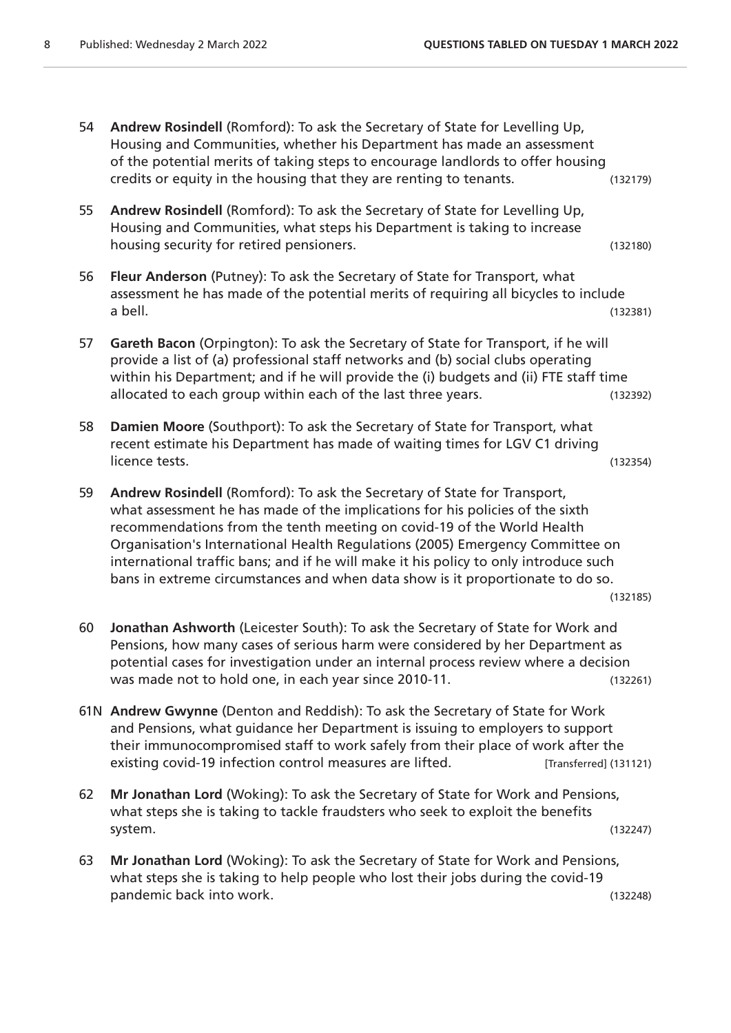54 **Andrew Rosindell** (Romford): To ask the Secretary of State for Levelling Up, Housing and Communities, whether his Department has made an assessment of the potential merits of taking steps to encourage landlords to offer housing credits or equity in the housing that they are renting to tenants. (132179)

55 **Andrew Rosindell** (Romford): To ask the Secretary of State for Levelling Up, Housing and Communities, what steps his Department is taking to increase housing security for retired pensioners. (132180)

56 **Fleur Anderson** (Putney): To ask the Secretary of State for Transport, what assessment he has made of the potential merits of requiring all bicycles to include a bell. (132381)

57 **Gareth Bacon** (Orpington): To ask the Secretary of State for Transport, if he will provide a list of (a) professional staff networks and (b) social clubs operating within his Department; and if he will provide the (i) budgets and (ii) FTE staff time allocated to each group within each of the last three years. (132392)

58 **Damien Moore** (Southport): To ask the Secretary of State for Transport, what recent estimate his Department has made of waiting times for LGV C1 driving licence tests. (132354)

59 **Andrew Rosindell** (Romford): To ask the Secretary of State for Transport, what assessment he has made of the implications for his policies of the sixth recommendations from the tenth meeting on covid-19 of the World Health Organisation's International Health Regulations (2005) Emergency Committee on international traffic bans; and if he will make it his policy to only introduce such bans in extreme circumstances and when data show is it proportionate to do so. (132185)

60 **Jonathan Ashworth** (Leicester South): To ask the Secretary of State for Work and Pensions, how many cases of serious harm were considered by her Department as potential cases for investigation under an internal process review where a decision was made not to hold one, in each year since 2010-11. (132261)

61N **Andrew Gwynne** (Denton and Reddish): To ask the Secretary of State for Work and Pensions, what guidance her Department is issuing to employers to support their immunocompromised staff to work safely from their place of work after the existing covid-19 infection control measures are lifted. [Transferred] (131121)

62 **Mr Jonathan Lord** (Woking): To ask the Secretary of State for Work and Pensions, what steps she is taking to tackle fraudsters who seek to exploit the benefits system. (132247)

63 **Mr Jonathan Lord** (Woking): To ask the Secretary of State for Work and Pensions, what steps she is taking to help people who lost their jobs during the covid-19 pandemic back into work. (132248)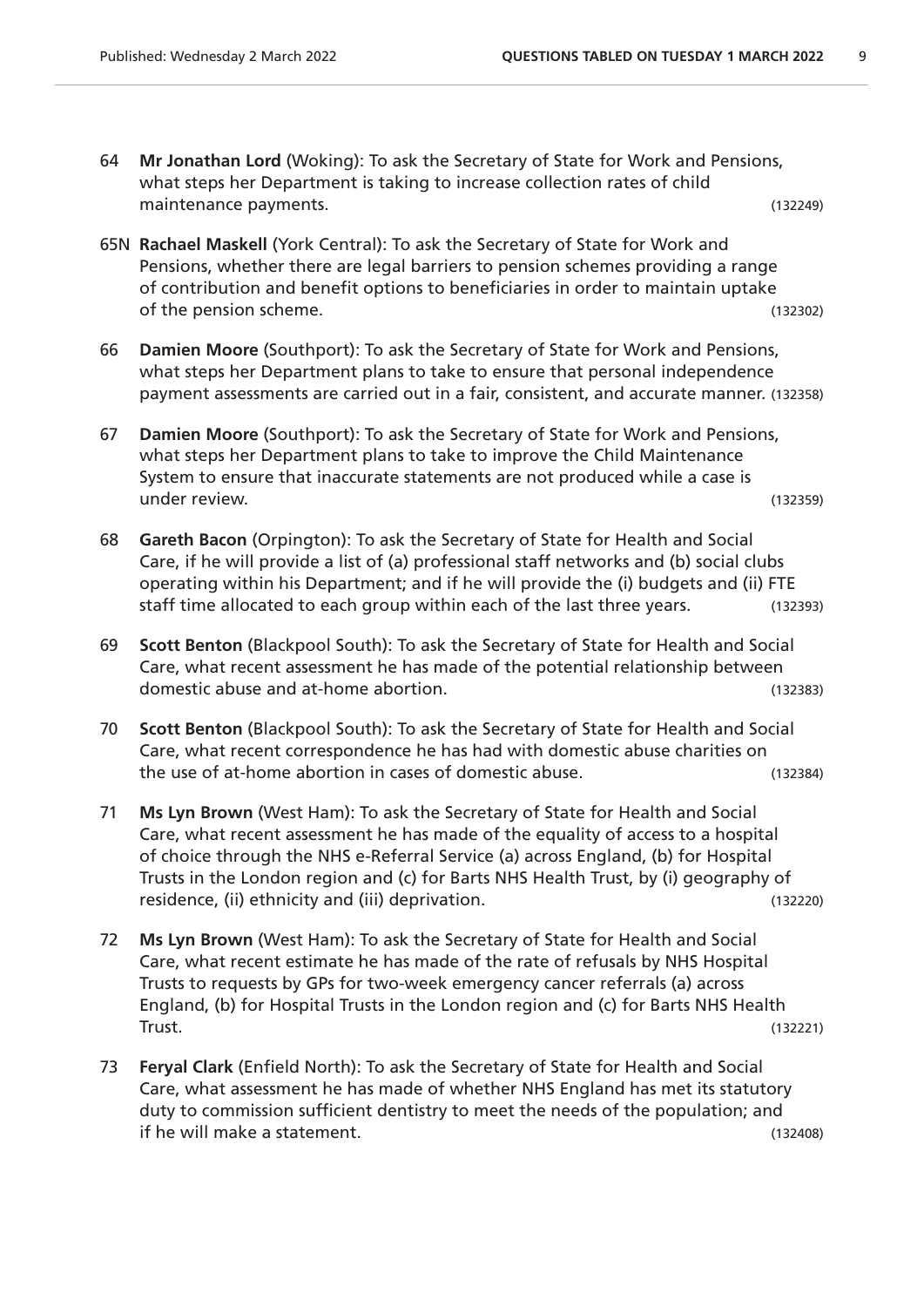64 **Mr Jonathan Lord** (Woking): To ask the Secretary of State for Work and Pensions, what steps her Department is taking to increase collection rates of child maintenance payments. (132249)

65N **Rachael Maskell** (York Central): To ask the Secretary of State for Work and Pensions, whether there are legal barriers to pension schemes providing a range of contribution and benefit options to beneficiaries in order to maintain uptake of the pension scheme. (132302)

66 **Damien Moore** (Southport): To ask the Secretary of State for Work and Pensions, what steps her Department plans to take to ensure that personal independence payment assessments are carried out in a fair, consistent, and accurate manner. (132358)

67 **Damien Moore** (Southport): To ask the Secretary of State for Work and Pensions, what steps her Department plans to take to improve the Child Maintenance System to ensure that inaccurate statements are not produced while a case is under review. (132359)

68 **Gareth Bacon** (Orpington): To ask the Secretary of State for Health and Social Care, if he will provide a list of (a) professional staff networks and (b) social clubs operating within his Department; and if he will provide the (i) budgets and (ii) FTE staff time allocated to each group within each of the last three years. (132393)

69 **Scott Benton** (Blackpool South): To ask the Secretary of State for Health and Social Care, what recent assessment he has made of the potential relationship between domestic abuse and at-home abortion. (132383)

70 **Scott Benton** (Blackpool South): To ask the Secretary of State for Health and Social Care, what recent correspondence he has had with domestic abuse charities on the use of at-home abortion in cases of domestic abuse. (132384)

71 **Ms Lyn Brown** (West Ham): To ask the Secretary of State for Health and Social Care, what recent assessment he has made of the equality of access to a hospital of choice through the NHS e-Referral Service (a) across England, (b) for Hospital Trusts in the London region and (c) for Barts NHS Health Trust, by (i) geography of residence, (ii) ethnicity and (iii) deprivation. (132220)

72 **Ms Lyn Brown** (West Ham): To ask the Secretary of State for Health and Social Care, what recent estimate he has made of the rate of refusals by NHS Hospital Trusts to requests by GPs for two-week emergency cancer referrals (a) across England, (b) for Hospital Trusts in the London region and (c) for Barts NHS Health Trust. (132221)

73 **Feryal Clark** (Enfield North): To ask the Secretary of State for Health and Social Care, what assessment he has made of whether NHS England has met its statutory duty to commission sufficient dentistry to meet the needs of the population; and if he will make a statement. (132408)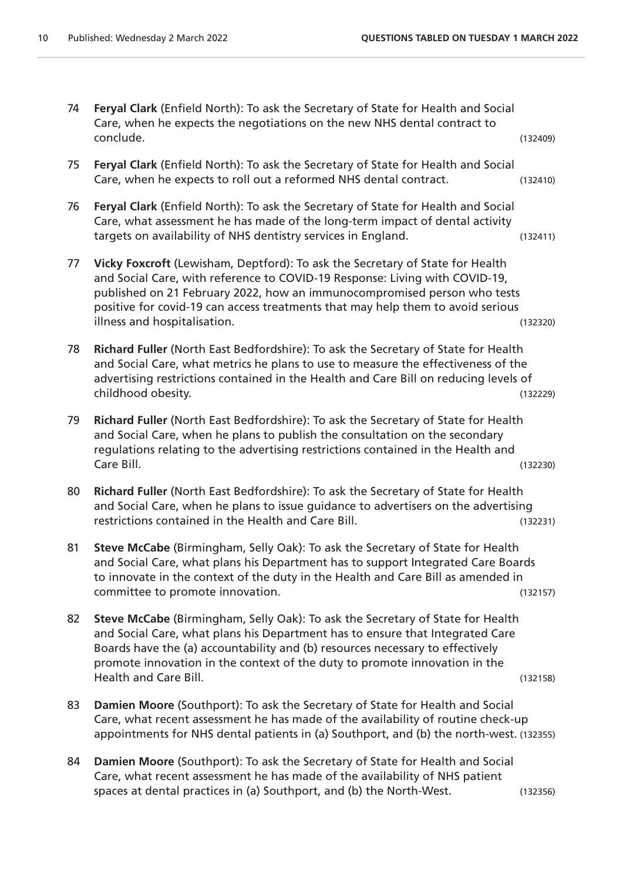74 **Feryal Clark** (Enfield North): To ask the Secretary of State for Health and Social Care, when he expects the negotiations on the new NHS dental contract to conclude. (132409)

75 **Feryal Clark** (Enfield North): To ask the Secretary of State for Health and Social Care, when he expects to roll out a reformed NHS dental contract. (132410)

76 **Feryal Clark** (Enfield North): To ask the Secretary of State for Health and Social Care, what assessment he has made of the long-term impact of dental activity targets on availability of NHS dentistry services in England. (132411)

77 **Vicky Foxcroft** (Lewisham, Deptford): To ask the Secretary of State for Health and Social Care, with reference to COVID-19 Response: Living with COVID-19, published on 21 February 2022, how an immunocompromised person who tests positive for covid-19 can access treatments that may help them to avoid serious illness and hospitalisation. (132320)

78 **Richard Fuller** (North East Bedfordshire): To ask the Secretary of State for Health and Social Care, what metrics he plans to use to measure the effectiveness of the advertising restrictions contained in the Health and Care Bill on reducing levels of childhood obesity. (132229)

79 **Richard Fuller** (North East Bedfordshire): To ask the Secretary of State for Health and Social Care, when he plans to publish the consultation on the secondary regulations relating to the advertising restrictions contained in the Health and Care Bill. (132230)

80 **Richard Fuller** (North East Bedfordshire): To ask the Secretary of State for Health and Social Care, when he plans to issue guidance to advertisers on the advertising restrictions contained in the Health and Care Bill. (132231)

81 **Steve McCabe** (Birmingham, Selly Oak): To ask the Secretary of State for Health and Social Care, what plans his Department has to support Integrated Care Boards to innovate in the context of the duty in the Health and Care Bill as amended in committee to promote innovation. (132157)

82 **Steve McCabe** (Birmingham, Selly Oak): To ask the Secretary of State for Health and Social Care, what plans his Department has to ensure that Integrated Care Boards have the (a) accountability and (b) resources necessary to effectively promote innovation in the context of the duty to promote innovation in the Health and Care Bill. (132158)

83 **Damien Moore** (Southport): To ask the Secretary of State for Health and Social Care, what recent assessment he has made of the availability of routine check-up appointments for NHS dental patients in (a) Southport, and (b) the north-west. (132355)

84 **Damien Moore** (Southport): To ask the Secretary of State for Health and Social Care, what recent assessment he has made of the availability of NHS patient spaces at dental practices in (a) Southport, and (b) the North-West. (132356)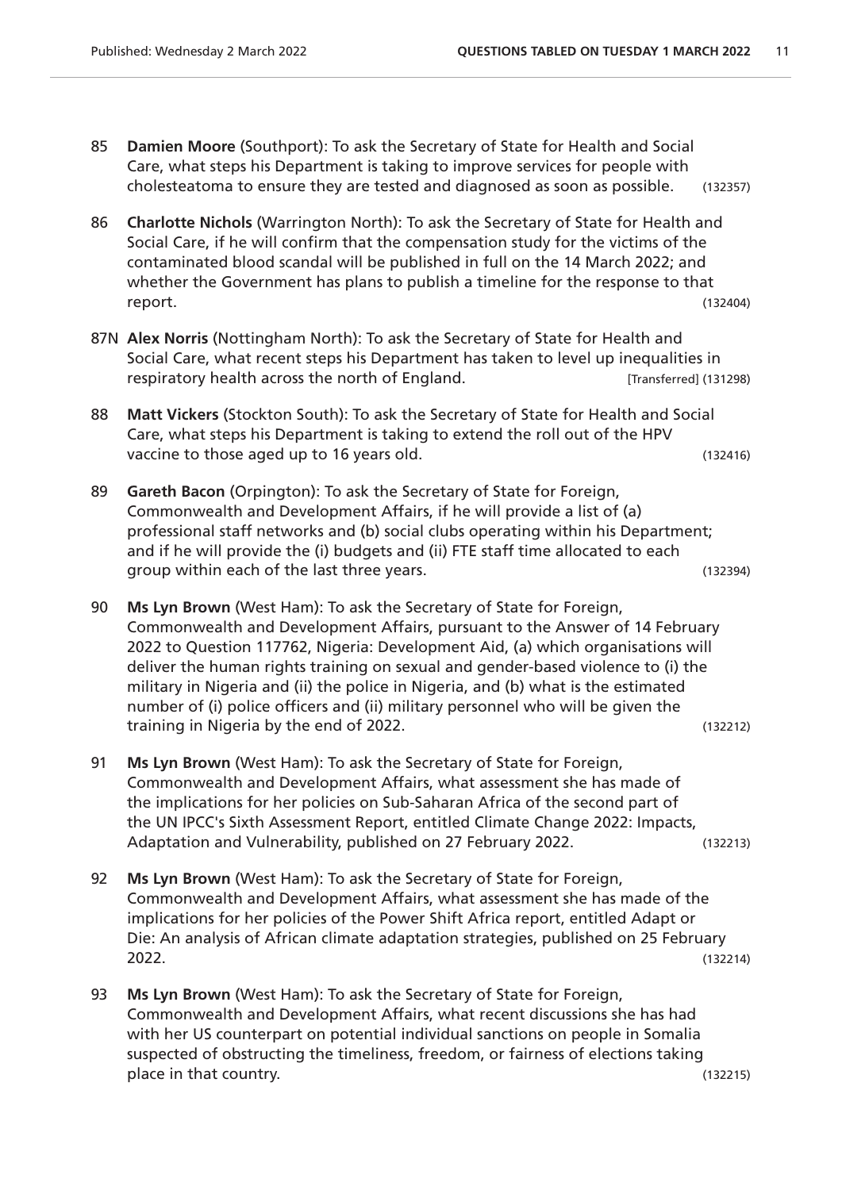85 **Damien Moore** (Southport): To ask the Secretary of State for Health and Social Care, what steps his Department is taking to improve services for people with cholesteatoma to ensure they are tested and diagnosed as soon as possible. (132357)

86 **Charlotte Nichols** (Warrington North): To ask the Secretary of State for Health and Social Care, if he will confirm that the compensation study for the victims of the contaminated blood scandal will be published in full on the 14 March 2022; and whether the Government has plans to publish a timeline for the response to that report. (132404)

87N **Alex Norris** (Nottingham North): To ask the Secretary of State for Health and Social Care, what recent steps his Department has taken to level up inequalities in respiratory health across the north of England. [Transferred] (131298)

88 **Matt Vickers** (Stockton South): To ask the Secretary of State for Health and Social Care, what steps his Department is taking to extend the roll out of the HPV vaccine to those aged up to 16 years old. (132416)

89 **Gareth Bacon** (Orpington): To ask the Secretary of State for Foreign, Commonwealth and Development Affairs, if he will provide a list of (a) professional staff networks and (b) social clubs operating within his Department; and if he will provide the (i) budgets and (ii) FTE staff time allocated to each group within each of the last three years. (132394)

90 **Ms Lyn Brown** (West Ham): To ask the Secretary of State for Foreign, Commonwealth and Development Affairs, pursuant to the Answer of 14 February 2022 to Question 117762, Nigeria: Development Aid, (a) which organisations will deliver the human rights training on sexual and gender-based violence to (i) the military in Nigeria and (ii) the police in Nigeria, and (b) what is the estimated number of (i) police officers and (ii) military personnel who will be given the training in Nigeria by the end of 2022. (132212)

91 **Ms Lyn Brown** (West Ham): To ask the Secretary of State for Foreign, Commonwealth and Development Affairs, what assessment she has made of the implications for her policies on Sub-Saharan Africa of the second part of the UN IPCC's Sixth Assessment Report, entitled Climate Change 2022: Impacts, Adaptation and Vulnerability, published on 27 February 2022. (132213)

92 **Ms Lyn Brown** (West Ham): To ask the Secretary of State for Foreign, Commonwealth and Development Affairs, what assessment she has made of the implications for her policies of the Power Shift Africa report, entitled Adapt or Die: An analysis of African climate adaptation strategies, published on 25 February 2022. (132214)

93 **Ms Lyn Brown** (West Ham): To ask the Secretary of State for Foreign, Commonwealth and Development Affairs, what recent discussions she has had with her US counterpart on potential individual sanctions on people in Somalia suspected of obstructing the timeliness, freedom, or fairness of elections taking place in that country. (132215)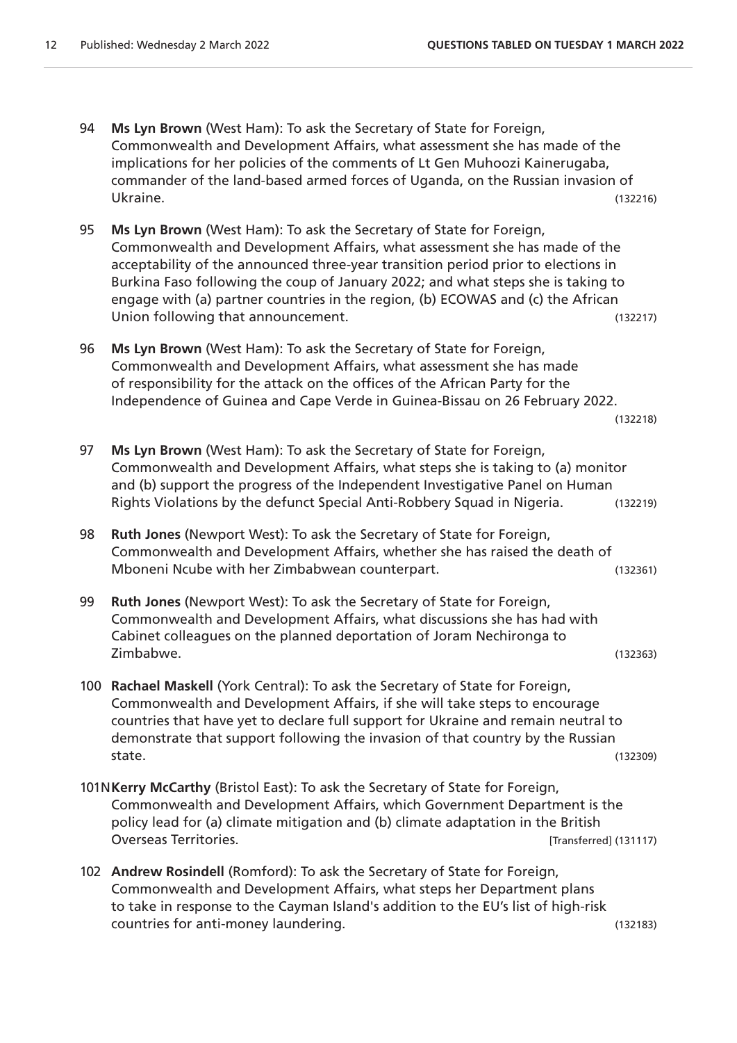94 **Ms Lyn Brown** (West Ham): To ask the Secretary of State for Foreign, Commonwealth and Development Affairs, what assessment she has made of the implications for her policies of the comments of Lt Gen Muhoozi Kainerugaba, commander of the land-based armed forces of Uganda, on the Russian invasion of Ukraine. (132216)

95 **Ms Lyn Brown** (West Ham): To ask the Secretary of State for Foreign, Commonwealth and Development Affairs, what assessment she has made of the acceptability of the announced three-year transition period prior to elections in Burkina Faso following the coup of January 2022; and what steps she is taking to engage with (a) partner countries in the region, (b) ECOWAS and (c) the African Union following that announcement. (132217)

96 **Ms Lyn Brown** (West Ham): To ask the Secretary of State for Foreign, Commonwealth and Development Affairs, what assessment she has made of responsibility for the attack on the offices of the African Party for the Independence of Guinea and Cape Verde in Guinea-Bissau on 26 February 2022. (132218)

97 **Ms Lyn Brown** (West Ham): To ask the Secretary of State for Foreign, Commonwealth and Development Affairs, what steps she is taking to (a) monitor and (b) support the progress of the Independent Investigative Panel on Human Rights Violations by the defunct Special Anti-Robbery Squad in Nigeria. (132219)

98 **Ruth Jones** (Newport West): To ask the Secretary of State for Foreign, Commonwealth and Development Affairs, whether she has raised the death of Mboneni Ncube with her Zimbabwean counterpart. (132361)

99 **Ruth Jones** (Newport West): To ask the Secretary of State for Foreign, Commonwealth and Development Affairs, what discussions she has had with Cabinet colleagues on the planned deportation of Joram Nechironga to Zimbabwe. (132363)

100 **Rachael Maskell** (York Central): To ask the Secretary of State for Foreign, Commonwealth and Development Affairs, if she will take steps to encourage countries that have yet to declare full support for Ukraine and remain neutral to demonstrate that support following the invasion of that country by the Russian state. (132309)

101N **Kerry McCarthy** (Bristol East): To ask the Secretary of State for Foreign, Commonwealth and Development Affairs, which Government Department is the policy lead for (a) climate mitigation and (b) climate adaptation in the British Overseas Territories. [Transferred] (131117)

102 **Andrew Rosindell** (Romford): To ask the Secretary of State for Foreign, Commonwealth and Development Affairs, what steps her Department plans to take in response to the Cayman Island's addition to the EU's list of high-risk countries for anti-money laundering. (132183)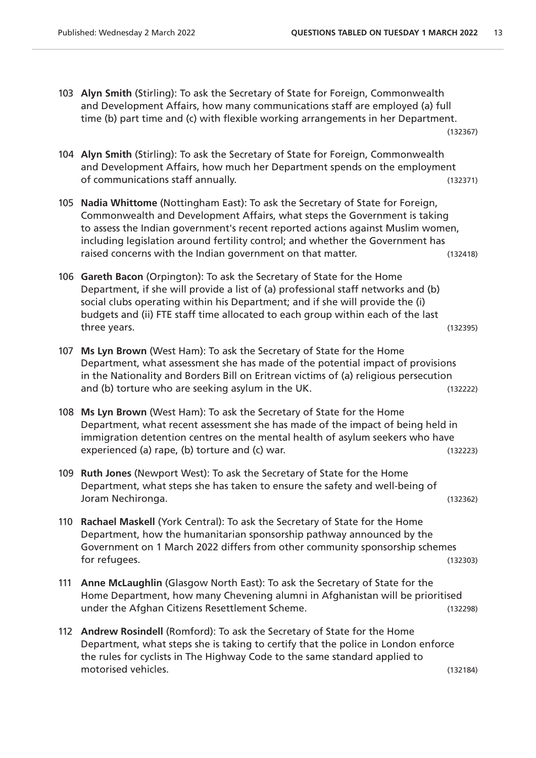103 **Alyn Smith** (Stirling): To ask the Secretary of State for Foreign, Commonwealth and Development Affairs, how many communications staff are employed (a) full time (b) part time and (c) with flexible working arrangements in her Department. (132367)

104 **Alyn Smith** (Stirling): To ask the Secretary of State for Foreign, Commonwealth and Development Affairs, how much her Department spends on the employment of communications staff annually. (132371)

105 **Nadia Whittome** (Nottingham East): To ask the Secretary of State for Foreign, Commonwealth and Development Affairs, what steps the Government is taking to assess the Indian government's recent reported actions against Muslim women, including legislation around fertility control; and whether the Government has raised concerns with the Indian government on that matter. (132418)

106 **Gareth Bacon** (Orpington): To ask the Secretary of State for the Home Department, if she will provide a list of (a) professional staff networks and (b) social clubs operating within his Department; and if she will provide the (i) budgets and (ii) FTE staff time allocated to each group within each of the last three years. (132395)

107 **Ms Lyn Brown** (West Ham): To ask the Secretary of State for the Home Department, what assessment she has made of the potential impact of provisions in the Nationality and Borders Bill on Eritrean victims of (a) religious persecution and (b) torture who are seeking asylum in the UK. (132222)

108 **Ms Lyn Brown** (West Ham): To ask the Secretary of State for the Home Department, what recent assessment she has made of the impact of being held in immigration detention centres on the mental health of asylum seekers who have experienced (a) rape, (b) torture and (c) war. (132223)

109 **Ruth Jones** (Newport West): To ask the Secretary of State for the Home Department, what steps she has taken to ensure the safety and well-being of Joram Nechironga. (132362)

110 **Rachael Maskell** (York Central): To ask the Secretary of State for the Home Department, how the humanitarian sponsorship pathway announced by the Government on 1 March 2022 differs from other community sponsorship schemes for refugees. (132303)

111 **Anne McLaughlin** (Glasgow North East): To ask the Secretary of State for the Home Department, how many Chevening alumni in Afghanistan will be prioritised under the Afghan Citizens Resettlement Scheme. (132298)

112 **Andrew Rosindell** (Romford): To ask the Secretary of State for the Home Department, what steps she is taking to certify that the police in London enforce the rules for cyclists in The Highway Code to the same standard applied to motorised vehicles. (132184)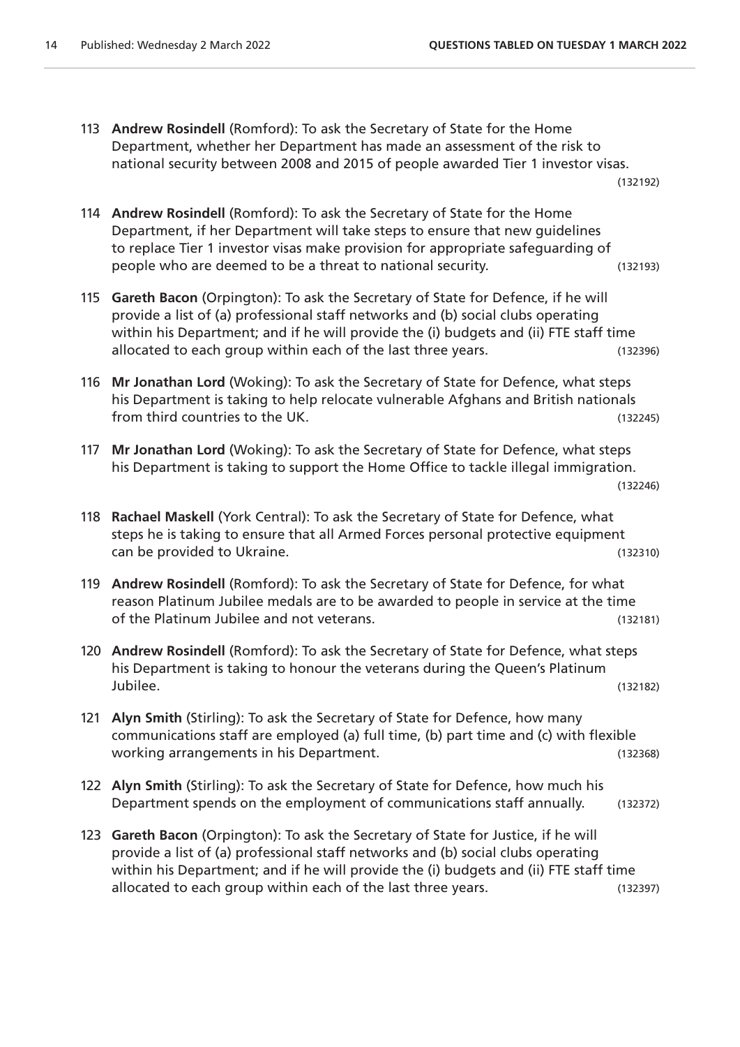113 **Andrew Rosindell** (Romford): To ask the Secretary of State for the Home Department, whether her Department has made an assessment of the risk to national security between 2008 and 2015 of people awarded Tier 1 investor visas. (132192)

114 **Andrew Rosindell** (Romford): To ask the Secretary of State for the Home Department, if her Department will take steps to ensure that new guidelines to replace Tier 1 investor visas make provision for appropriate safeguarding of people who are deemed to be a threat to national security. (132193)

115 **Gareth Bacon** (Orpington): To ask the Secretary of State for Defence, if he will provide a list of (a) professional staff networks and (b) social clubs operating within his Department; and if he will provide the (i) budgets and (ii) FTE staff time allocated to each group within each of the last three years. (132396)

116 **Mr Jonathan Lord** (Woking): To ask the Secretary of State for Defence, what steps his Department is taking to help relocate vulnerable Afghans and British nationals from third countries to the UK. (132245)

117 **Mr Jonathan Lord** (Woking): To ask the Secretary of State for Defence, what steps his Department is taking to support the Home Office to tackle illegal immigration. (132246)

118 **Rachael Maskell** (York Central): To ask the Secretary of State for Defence, what steps he is taking to ensure that all Armed Forces personal protective equipment can be provided to Ukraine. (132310)

119 **Andrew Rosindell** (Romford): To ask the Secretary of State for Defence, for what reason Platinum Jubilee medals are to be awarded to people in service at the time of the Platinum Jubilee and not veterans. (132181)

120 **Andrew Rosindell** (Romford): To ask the Secretary of State for Defence, what steps his Department is taking to honour the veterans during the Queen's Platinum Jubilee. (132182)

121 **Alyn Smith** (Stirling): To ask the Secretary of State for Defence, how many communications staff are employed (a) full time, (b) part time and (c) with flexible working arrangements in his Department. (132368)

122 **Alyn Smith** (Stirling): To ask the Secretary of State for Defence, how much his Department spends on the employment of communications staff annually. (132372)

123 **Gareth Bacon** (Orpington): To ask the Secretary of State for Justice, if he will provide a list of (a) professional staff networks and (b) social clubs operating within his Department; and if he will provide the (i) budgets and (ii) FTE staff time allocated to each group within each of the last three years. (132397)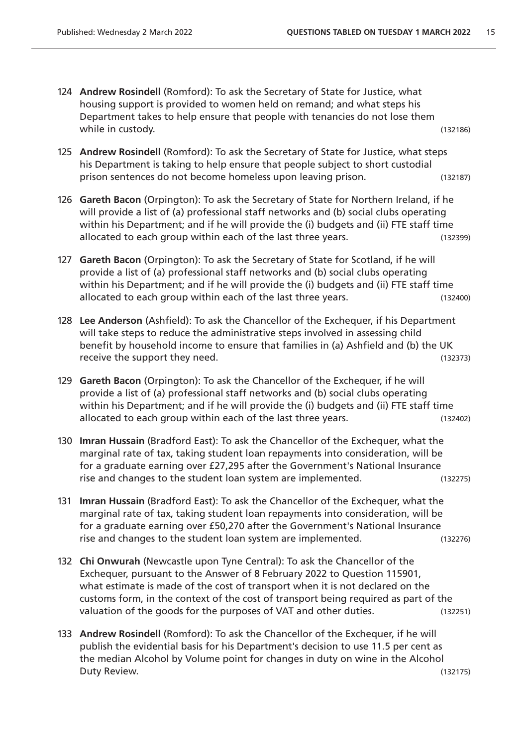124 **Andrew Rosindell** (Romford): To ask the Secretary of State for Justice, what housing support is provided to women held on remand; and what steps his Department takes to help ensure that people with tenancies do not lose them while in custody. (132186)

125 **Andrew Rosindell** (Romford): To ask the Secretary of State for Justice, what steps his Department is taking to help ensure that people subject to short custodial prison sentences do not become homeless upon leaving prison. (132187)

126 **Gareth Bacon** (Orpington): To ask the Secretary of State for Northern Ireland, if he will provide a list of (a) professional staff networks and (b) social clubs operating within his Department; and if he will provide the (i) budgets and (ii) FTE staff time allocated to each group within each of the last three years. (132399)

127 **Gareth Bacon** (Orpington): To ask the Secretary of State for Scotland, if he will provide a list of (a) professional staff networks and (b) social clubs operating within his Department; and if he will provide the (i) budgets and (ii) FTE staff time allocated to each group within each of the last three years. (132400)

128 **Lee Anderson** (Ashfield): To ask the Chancellor of the Exchequer, if his Department will take steps to reduce the administrative steps involved in assessing child benefit by household income to ensure that families in (a) Ashfield and (b) the UK receive the support they need. (132373)

129 **Gareth Bacon** (Orpington): To ask the Chancellor of the Exchequer, if he will provide a list of (a) professional staff networks and (b) social clubs operating within his Department; and if he will provide the (i) budgets and (ii) FTE staff time allocated to each group within each of the last three years. (132402)

130 **Imran Hussain** (Bradford East): To ask the Chancellor of the Exchequer, what the marginal rate of tax, taking student loan repayments into consideration, will be for a graduate earning over £27,295 after the Government's National Insurance rise and changes to the student loan system are implemented. (132275)

131 **Imran Hussain** (Bradford East): To ask the Chancellor of the Exchequer, what the marginal rate of tax, taking student loan repayments into consideration, will be for a graduate earning over £50,270 after the Government's National Insurance rise and changes to the student loan system are implemented. (132276)

132 **Chi Onwurah** (Newcastle upon Tyne Central): To ask the Chancellor of the Exchequer, pursuant to the Answer of 8 February 2022 to Question 115901, what estimate is made of the cost of transport when it is not declared on the customs form, in the context of the cost of transport being required as part of the valuation of the goods for the purposes of VAT and other duties. (132251)

133 **Andrew Rosindell** (Romford): To ask the Chancellor of the Exchequer, if he will publish the evidential basis for his Department's decision to use 11.5 per cent as the median Alcohol by Volume point for changes in duty on wine in the Alcohol Duty Review. (132175)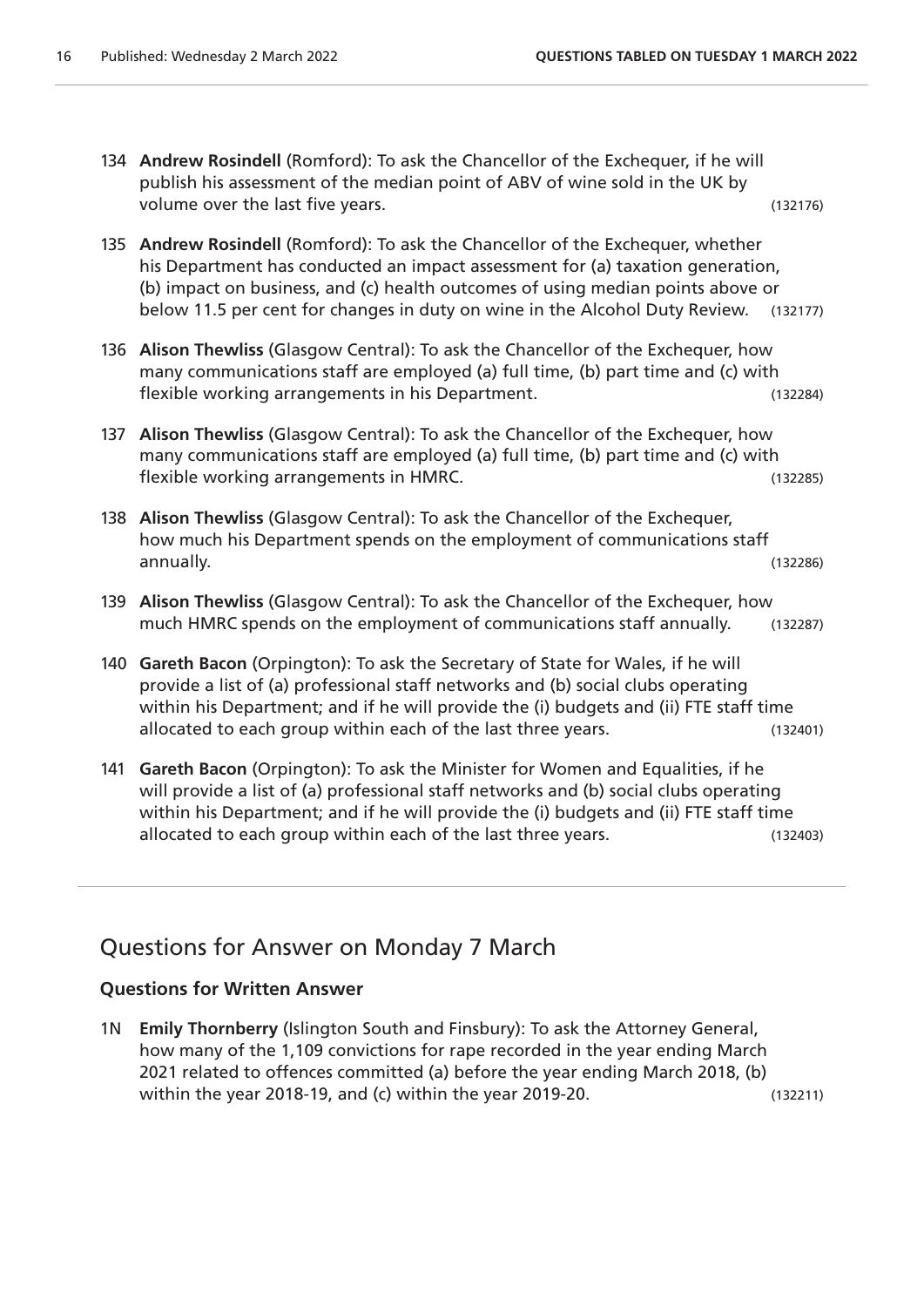134 **Andrew Rosindell** (Romford): To ask the Chancellor of the Exchequer, if he will publish his assessment of the median point of ABV of wine sold in the UK by volume over the last five years. (132176)

135 **Andrew Rosindell** (Romford): To ask the Chancellor of the Exchequer, whether his Department has conducted an impact assessment for (a) taxation generation, (b) impact on business, and (c) health outcomes of using median points above or below 11.5 per cent for changes in duty on wine in the Alcohol Duty Review. (132177)

136 **Alison Thewliss** (Glasgow Central): To ask the Chancellor of the Exchequer, how many communications staff are employed (a) full time, (b) part time and (c) with flexible working arrangements in his Department. (132284)

137 **Alison Thewliss** (Glasgow Central): To ask the Chancellor of the Exchequer, how many communications staff are employed (a) full time, (b) part time and (c) with flexible working arrangements in HMRC. (132285)

138 **Alison Thewliss** (Glasgow Central): To ask the Chancellor of the Exchequer, how much his Department spends on the employment of communications staff annually. (132286)

139 **Alison Thewliss** (Glasgow Central): To ask the Chancellor of the Exchequer, how much HMRC spends on the employment of communications staff annually. (132287)

140 **Gareth Bacon** (Orpington): To ask the Secretary of State for Wales, if he will provide a list of (a) professional staff networks and (b) social clubs operating within his Department; and if he will provide the (i) budgets and (ii) FTE staff time allocated to each group within each of the last three years. (132401)

141 **Gareth Bacon** (Orpington): To ask the Minister for Women and Equalities, if he will provide a list of (a) professional staff networks and (b) social clubs operating within his Department; and if he will provide the (i) budgets and (ii) FTE staff time allocated to each group within each of the last three years. (132403)

## Questions for Answer on Monday 7 March

### Questions for Written Answer

1N **Emily Thornberry** (Islington South and Finsbury): To ask the Attorney General, how many of the 1,109 convictions for rape recorded in the year ending March 2021 related to offences committed (a) before the year ending March 2018, (b) within the year 2018-19, and (c) within the year 2019-20. (132211)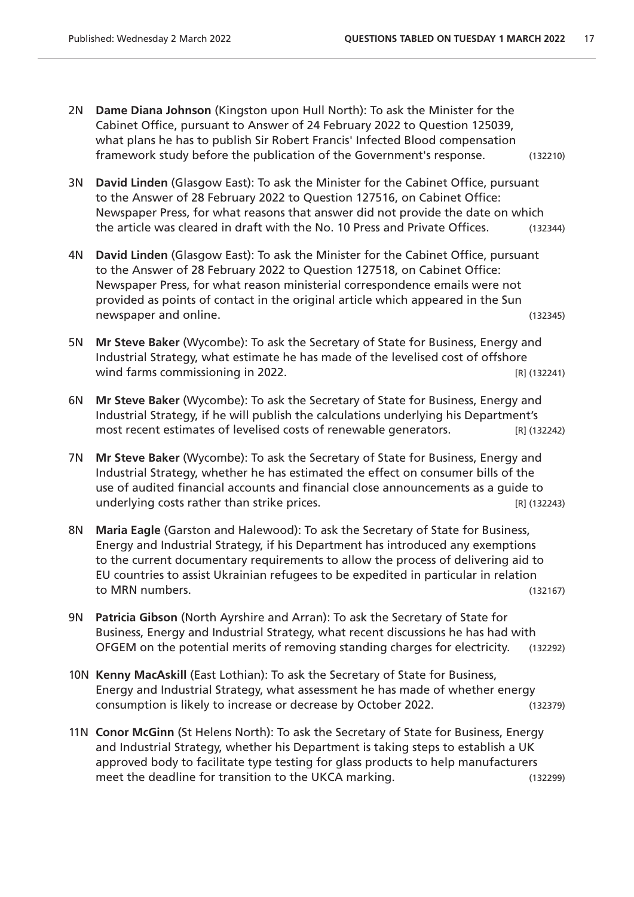2N **Dame Diana Johnson** (Kingston upon Hull North): To ask the Minister for the Cabinet Office, pursuant to Answer of 24 February 2022 to Question 125039, what plans he has to publish Sir Robert Francis' Infected Blood compensation framework study before the publication of the Government's response. (132210)

3N **David Linden** (Glasgow East): To ask the Minister for the Cabinet Office, pursuant to the Answer of 28 February 2022 to Question 127516, on Cabinet Office: Newspaper Press, for what reasons that answer did not provide the date on which the article was cleared in draft with the No. 10 Press and Private Offices. (132344)

4N **David Linden** (Glasgow East): To ask the Minister for the Cabinet Office, pursuant to the Answer of 28 February 2022 to Question 127518, on Cabinet Office: Newspaper Press, for what reason ministerial correspondence emails were not provided as points of contact in the original article which appeared in the Sun newspaper and online. (132345)

5N **Mr Steve Baker** (Wycombe): To ask the Secretary of State for Business, Energy and Industrial Strategy, what estimate he has made of the levelised cost of offshore wind farms commissioning in 2022. [R] (132241)

6N **Mr Steve Baker** (Wycombe): To ask the Secretary of State for Business, Energy and Industrial Strategy, if he will publish the calculations underlying his Department's most recent estimates of levelised costs of renewable generators. [R] (132242)

7N **Mr Steve Baker** (Wycombe): To ask the Secretary of State for Business, Energy and Industrial Strategy, whether he has estimated the effect on consumer bills of the use of audited financial accounts and financial close announcements as a guide to underlying costs rather than strike prices. [R] (132243)

8N **Maria Eagle** (Garston and Halewood): To ask the Secretary of State for Business, Energy and Industrial Strategy, if his Department has introduced any exemptions to the current documentary requirements to allow the process of delivering aid to EU countries to assist Ukrainian refugees to be expedited in particular in relation to MRN numbers. (132167)

9N **Patricia Gibson** (North Ayrshire and Arran): To ask the Secretary of State for Business, Energy and Industrial Strategy, what recent discussions he has had with OFGEM on the potential merits of removing standing charges for electricity. (132292)

10N **Kenny MacAskill** (East Lothian): To ask the Secretary of State for Business, Energy and Industrial Strategy, what assessment he has made of whether energy consumption is likely to increase or decrease by October 2022. (132379)

11N **Conor McGinn** (St Helens North): To ask the Secretary of State for Business, Energy and Industrial Strategy, whether his Department is taking steps to establish a UK approved body to facilitate type testing for glass products to help manufacturers meet the deadline for transition to the UKCA marking. (132299)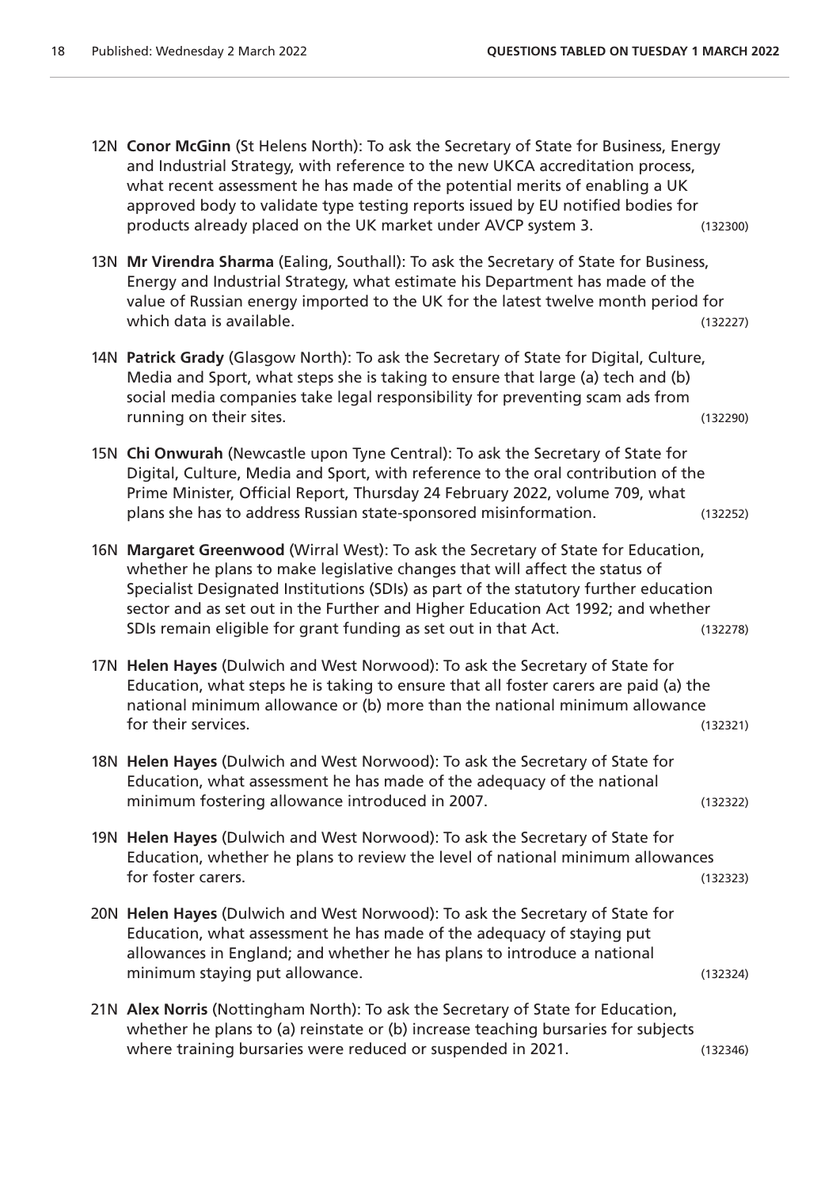12N **Conor McGinn** (St Helens North): To ask the Secretary of State for Business, Energy and Industrial Strategy, with reference to the new UKCA accreditation process, what recent assessment he has made of the potential merits of enabling a UK approved body to validate type testing reports issued by EU notified bodies for products already placed on the UK market under AVCP system 3. (132300)

13N **Mr Virendra Sharma** (Ealing, Southall): To ask the Secretary of State for Business, Energy and Industrial Strategy, what estimate his Department has made of the value of Russian energy imported to the UK for the latest twelve month period for which data is available. (132227)

14N **Patrick Grady** (Glasgow North): To ask the Secretary of State for Digital, Culture, Media and Sport, what steps she is taking to ensure that large (a) tech and (b) social media companies take legal responsibility for preventing scam ads from running on their sites. (132290)

15N **Chi Onwurah** (Newcastle upon Tyne Central): To ask the Secretary of State for Digital, Culture, Media and Sport, with reference to the oral contribution of the Prime Minister, Official Report, Thursday 24 February 2022, volume 709, what plans she has to address Russian state-sponsored misinformation. (132252)

16N **Margaret Greenwood** (Wirral West): To ask the Secretary of State for Education, whether he plans to make legislative changes that will affect the status of Specialist Designated Institutions (SDIs) as part of the statutory further education sector and as set out in the Further and Higher Education Act 1992; and whether SDIs remain eligible for grant funding as set out in that Act. (132278)

17N **Helen Hayes** (Dulwich and West Norwood): To ask the Secretary of State for Education, what steps he is taking to ensure that all foster carers are paid (a) the national minimum allowance or (b) more than the national minimum allowance for their services. (132321)

18N **Helen Hayes** (Dulwich and West Norwood): To ask the Secretary of State for Education, what assessment he has made of the adequacy of the national minimum fostering allowance introduced in 2007. (132322)

19N **Helen Hayes** (Dulwich and West Norwood): To ask the Secretary of State for Education, whether he plans to review the level of national minimum allowances for foster carers. (132323)

20N **Helen Hayes** (Dulwich and West Norwood): To ask the Secretary of State for Education, what assessment he has made of the adequacy of staying put allowances in England; and whether he has plans to introduce a national minimum staying put allowance. (132324)

21N **Alex Norris** (Nottingham North): To ask the Secretary of State for Education, whether he plans to (a) reinstate or (b) increase teaching bursaries for subjects where training bursaries were reduced or suspended in 2021. (132346)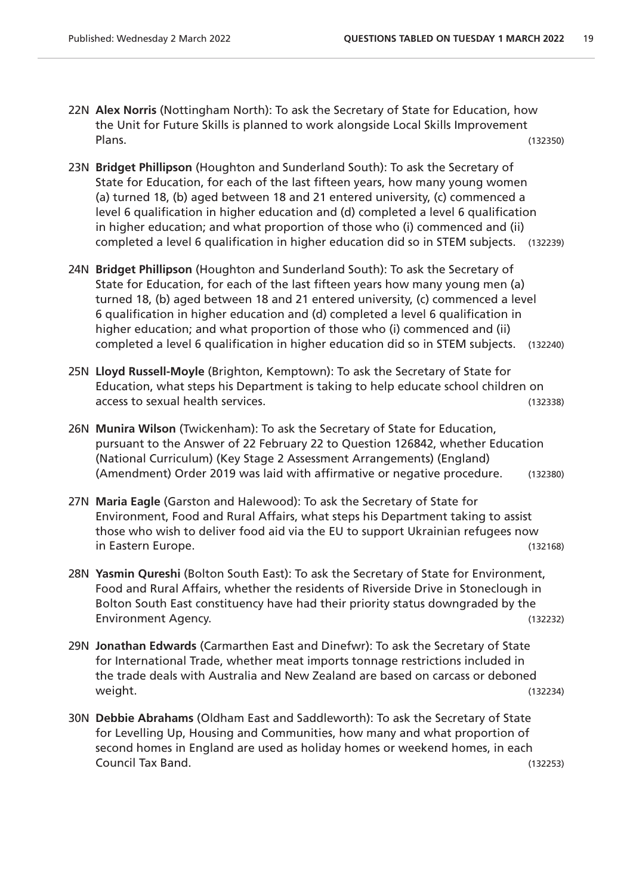22N **Alex Norris** (Nottingham North): To ask the Secretary of State for Education, how the Unit for Future Skills is planned to work alongside Local Skills Improvement Plans. (132350)

23N **Bridget Phillipson** (Houghton and Sunderland South): To ask the Secretary of State for Education, for each of the last fifteen years, how many young women (a) turned 18, (b) aged between 18 and 21 entered university, (c) commenced a level 6 qualification in higher education and (d) completed a level 6 qualification in higher education; and what proportion of those who (i) commenced and (ii) completed a level 6 qualification in higher education did so in STEM subjects. (132239)

24N **Bridget Phillipson** (Houghton and Sunderland South): To ask the Secretary of State for Education, for each of the last fifteen years how many young men (a) turned 18, (b) aged between 18 and 21 entered university, (c) commenced a level 6 qualification in higher education and (d) completed a level 6 qualification in higher education; and what proportion of those who (i) commenced and (ii) completed a level 6 qualification in higher education did so in STEM subjects. (132240)

25N **Lloyd Russell-Moyle** (Brighton, Kemptown): To ask the Secretary of State for Education, what steps his Department is taking to help educate school children on access to sexual health services. (132338)

26N **Munira Wilson** (Twickenham): To ask the Secretary of State for Education, pursuant to the Answer of 22 February 22 to Question 126842, whether Education (National Curriculum) (Key Stage 2 Assessment Arrangements) (England) (Amendment) Order 2019 was laid with affirmative or negative procedure. (132380)

27N **Maria Eagle** (Garston and Halewood): To ask the Secretary of State for Environment, Food and Rural Affairs, what steps his Department taking to assist those who wish to deliver food aid via the EU to support Ukrainian refugees now in Eastern Europe. (132168)

28N **Yasmin Qureshi** (Bolton South East): To ask the Secretary of State for Environment, Food and Rural Affairs, whether the residents of Riverside Drive in Stoneclough in Bolton South East constituency have had their priority status downgraded by the Environment Agency. (132232)

29N **Jonathan Edwards** (Carmarthen East and Dinefwr): To ask the Secretary of State for International Trade, whether meat imports tonnage restrictions included in the trade deals with Australia and New Zealand are based on carcass or deboned weight. (132234)

30N **Debbie Abrahams** (Oldham East and Saddleworth): To ask the Secretary of State for Levelling Up, Housing and Communities, how many and what proportion of second homes in England are used as holiday homes or weekend homes, in each Council Tax Band. (132253)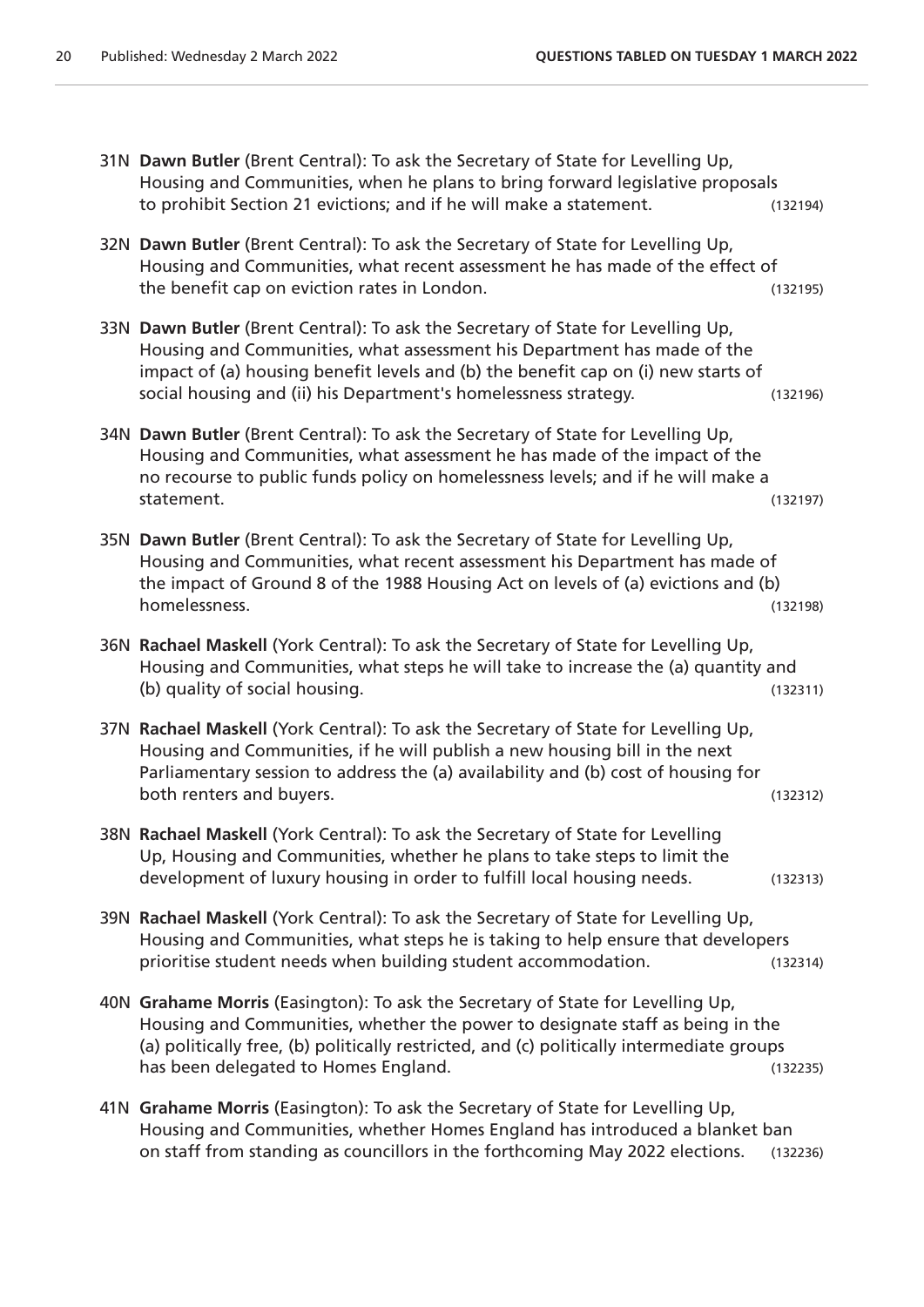31N **Dawn Butler** (Brent Central): To ask the Secretary of State for Levelling Up, Housing and Communities, when he plans to bring forward legislative proposals to prohibit Section 21 evictions; and if he will make a statement. (132194)

32N **Dawn Butler** (Brent Central): To ask the Secretary of State for Levelling Up, Housing and Communities, what recent assessment he has made of the effect of the benefit cap on eviction rates in London. (132195)

33N **Dawn Butler** (Brent Central): To ask the Secretary of State for Levelling Up, Housing and Communities, what assessment his Department has made of the impact of (a) housing benefit levels and (b) the benefit cap on (i) new starts of social housing and (ii) his Department's homelessness strategy. (132196)

34N **Dawn Butler** (Brent Central): To ask the Secretary of State for Levelling Up, Housing and Communities, what assessment he has made of the impact of the no recourse to public funds policy on homelessness levels; and if he will make a statement. (132197)

35N **Dawn Butler** (Brent Central): To ask the Secretary of State for Levelling Up, Housing and Communities, what recent assessment his Department has made of the impact of Ground 8 of the 1988 Housing Act on levels of (a) evictions and (b) homelessness. (132198)

36N **Rachael Maskell** (York Central): To ask the Secretary of State for Levelling Up, Housing and Communities, what steps he will take to increase the (a) quantity and (b) quality of social housing. (132311)

37N **Rachael Maskell** (York Central): To ask the Secretary of State for Levelling Up, Housing and Communities, if he will publish a new housing bill in the next Parliamentary session to address the (a) availability and (b) cost of housing for both renters and buyers. (132312)

38N **Rachael Maskell** (York Central): To ask the Secretary of State for Levelling Up, Housing and Communities, whether he plans to take steps to limit the development of luxury housing in order to fulfill local housing needs. (132313)

39N **Rachael Maskell** (York Central): To ask the Secretary of State for Levelling Up, Housing and Communities, what steps he is taking to help ensure that developers prioritise student needs when building student accommodation. (132314)

40N **Grahame Morris** (Easington): To ask the Secretary of State for Levelling Up, Housing and Communities, whether the power to designate staff as being in the (a) politically free, (b) politically restricted, and (c) politically intermediate groups has been delegated to Homes England. (132235)

41N **Grahame Morris** (Easington): To ask the Secretary of State for Levelling Up, Housing and Communities, whether Homes England has introduced a blanket ban on staff from standing as councillors in the forthcoming May 2022 elections. (132236)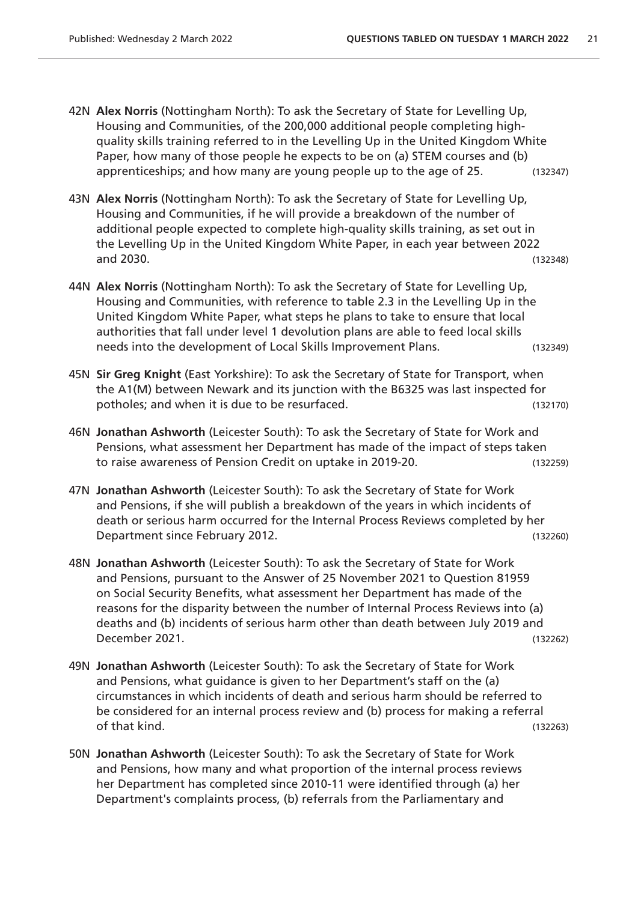42N **Alex Norris** (Nottingham North): To ask the Secretary of State for Levelling Up, Housing and Communities, of the 200,000 additional people completing high-quality skills training referred to in the Levelling Up in the United Kingdom White Paper, how many of those people he expects to be on (a) STEM courses and (b) apprenticeships; and how many are young people up to the age of 25. (132347)

43N **Alex Norris** (Nottingham North): To ask the Secretary of State for Levelling Up, Housing and Communities, if he will provide a breakdown of the number of additional people expected to complete high-quality skills training, as set out in the Levelling Up in the United Kingdom White Paper, in each year between 2022 and 2030. (132348)

44N **Alex Norris** (Nottingham North): To ask the Secretary of State for Levelling Up, Housing and Communities, with reference to table 2.3 in the Levelling Up in the United Kingdom White Paper, what steps he plans to take to ensure that local authorities that fall under level 1 devolution plans are able to feed local skills needs into the development of Local Skills Improvement Plans. (132349)

45N **Sir Greg Knight** (East Yorkshire): To ask the Secretary of State for Transport, when the A1(M) between Newark and its junction with the B6325 was last inspected for potholes; and when it is due to be resurfaced. (132170)

46N **Jonathan Ashworth** (Leicester South): To ask the Secretary of State for Work and Pensions, what assessment her Department has made of the impact of steps taken to raise awareness of Pension Credit on uptake in 2019-20. (132259)

47N **Jonathan Ashworth** (Leicester South): To ask the Secretary of State for Work and Pensions, if she will publish a breakdown of the years in which incidents of death or serious harm occurred for the Internal Process Reviews completed by her Department since February 2012. (132260)

48N **Jonathan Ashworth** (Leicester South): To ask the Secretary of State for Work and Pensions, pursuant to the Answer of 25 November 2021 to Question 81959 on Social Security Benefits, what assessment her Department has made of the reasons for the disparity between the number of Internal Process Reviews into (a) deaths and (b) incidents of serious harm other than death between July 2019 and December 2021. (132262)

49N **Jonathan Ashworth** (Leicester South): To ask the Secretary of State for Work and Pensions, what guidance is given to her Department's staff on the (a) circumstances in which incidents of death and serious harm should be referred to be considered for an internal process review and (b) process for making a referral of that kind. (132263)

50N **Jonathan Ashworth** (Leicester South): To ask the Secretary of State for Work and Pensions, how many and what proportion of the internal process reviews her Department has completed since 2010-11 were identified through (a) her Department's complaints process, (b) referrals from the Parliamentary and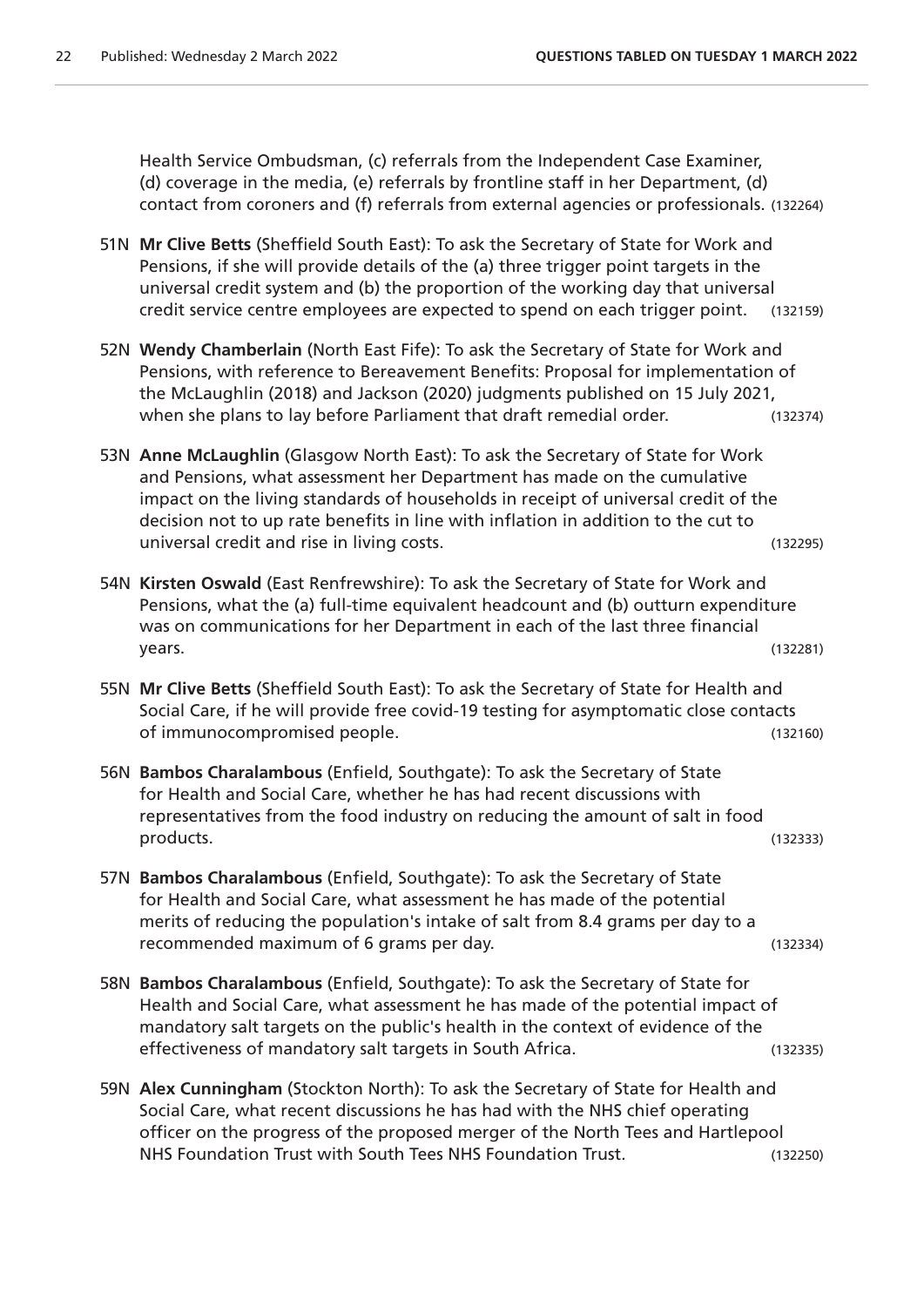Health Service Ombudsman, (c) referrals from the Independent Case Examiner, (d) coverage in the media, (e) referrals by frontline staff in her Department, (d) contact from coroners and (f) referrals from external agencies or professionals. (132264)

51N **Mr Clive Betts** (Sheffield South East): To ask the Secretary of State for Work and Pensions, if she will provide details of the (a) three trigger point targets in the universal credit system and (b) the proportion of the working day that universal credit service centre employees are expected to spend on each trigger point. (132159)

52N **Wendy Chamberlain** (North East Fife): To ask the Secretary of State for Work and Pensions, with reference to Bereavement Benefits: Proposal for implementation of the McLaughlin (2018) and Jackson (2020) judgments published on 15 July 2021, when she plans to lay before Parliament that draft remedial order. (132374)

53N **Anne McLaughlin** (Glasgow North East): To ask the Secretary of State for Work and Pensions, what assessment her Department has made on the cumulative impact on the living standards of households in receipt of universal credit of the decision not to up rate benefits in line with inflation in addition to the cut to universal credit and rise in living costs. (132295)

54N **Kirsten Oswald** (East Renfrewshire): To ask the Secretary of State for Work and Pensions, what the (a) full-time equivalent headcount and (b) outturn expenditure was on communications for her Department in each of the last three financial years. (132281)

55N **Mr Clive Betts** (Sheffield South East): To ask the Secretary of State for Health and Social Care, if he will provide free covid-19 testing for asymptomatic close contacts of immunocompromised people. (132160)

56N **Bambos Charalambous** (Enfield, Southgate): To ask the Secretary of State for Health and Social Care, whether he has had recent discussions with representatives from the food industry on reducing the amount of salt in food products. (132333)

57N **Bambos Charalambous** (Enfield, Southgate): To ask the Secretary of State for Health and Social Care, what assessment he has made of the potential merits of reducing the population's intake of salt from 8.4 grams per day to a recommended maximum of 6 grams per day. (132334)

58N **Bambos Charalambous** (Enfield, Southgate): To ask the Secretary of State for Health and Social Care, what assessment he has made of the potential impact of mandatory salt targets on the public's health in the context of evidence of the effectiveness of mandatory salt targets in South Africa. (132335)

59N **Alex Cunningham** (Stockton North): To ask the Secretary of State for Health and Social Care, what recent discussions he has had with the NHS chief operating officer on the progress of the proposed merger of the North Tees and Hartlepool NHS Foundation Trust with South Tees NHS Foundation Trust. (132250)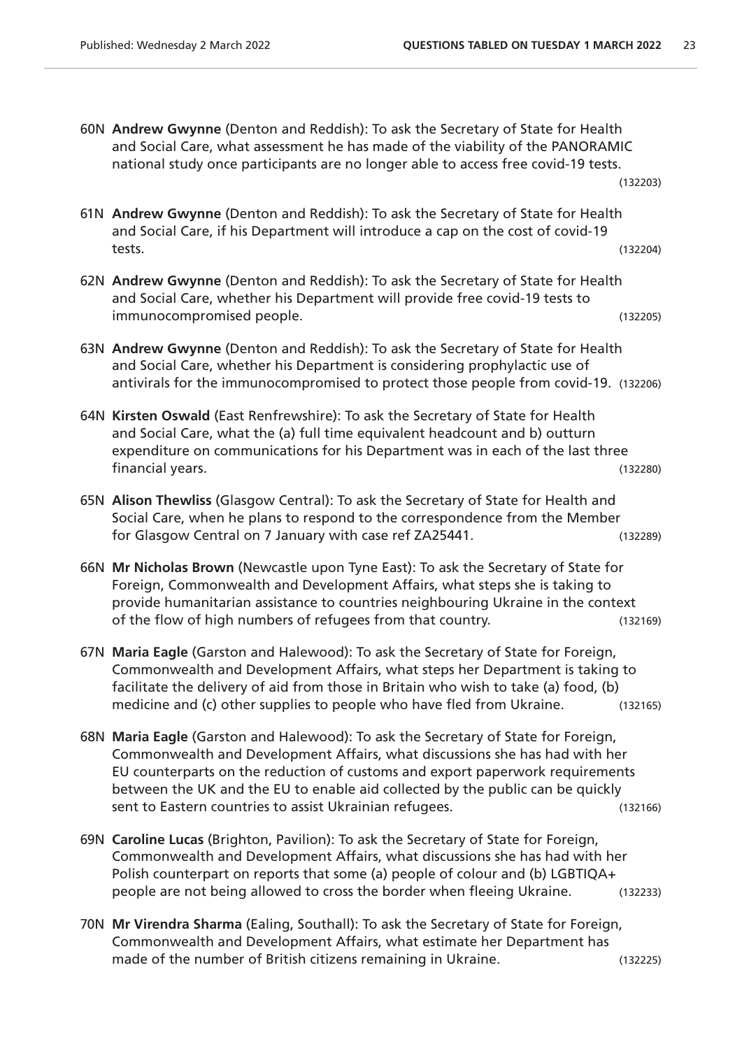60N **Andrew Gwynne** (Denton and Reddish): To ask the Secretary of State for Health and Social Care, what assessment he has made of the viability of the PANORAMIC national study once participants are no longer able to access free covid-19 tests. (132203)

61N **Andrew Gwynne** (Denton and Reddish): To ask the Secretary of State for Health and Social Care, if his Department will introduce a cap on the cost of covid-19 tests. (132204)

62N **Andrew Gwynne** (Denton and Reddish): To ask the Secretary of State for Health and Social Care, whether his Department will provide free covid-19 tests to immunocompromised people. (132205)

63N **Andrew Gwynne** (Denton and Reddish): To ask the Secretary of State for Health and Social Care, whether his Department is considering prophylactic use of antivirals for the immunocompromised to protect those people from covid-19. (132206)

64N **Kirsten Oswald** (East Renfrewshire): To ask the Secretary of State for Health and Social Care, what the (a) full time equivalent headcount and b) outturn expenditure on communications for his Department was in each of the last three financial years. (132280)

65N **Alison Thewliss** (Glasgow Central): To ask the Secretary of State for Health and Social Care, when he plans to respond to the correspondence from the Member for Glasgow Central on 7 January with case ref ZA25441. (132289)

66N **Mr Nicholas Brown** (Newcastle upon Tyne East): To ask the Secretary of State for Foreign, Commonwealth and Development Affairs, what steps she is taking to provide humanitarian assistance to countries neighbouring Ukraine in the context of the flow of high numbers of refugees from that country. (132169)

67N **Maria Eagle** (Garston and Halewood): To ask the Secretary of State for Foreign, Commonwealth and Development Affairs, what steps her Department is taking to facilitate the delivery of aid from those in Britain who wish to take (a) food, (b) medicine and (c) other supplies to people who have fled from Ukraine. (132165)

68N **Maria Eagle** (Garston and Halewood): To ask the Secretary of State for Foreign, Commonwealth and Development Affairs, what discussions she has had with her EU counterparts on the reduction of customs and export paperwork requirements between the UK and the EU to enable aid collected by the public can be quickly sent to Eastern countries to assist Ukrainian refugees. (132166)

69N **Caroline Lucas** (Brighton, Pavilion): To ask the Secretary of State for Foreign, Commonwealth and Development Affairs, what discussions she has had with her Polish counterpart on reports that some (a) people of colour and (b) LGBTIQA+ people are not being allowed to cross the border when fleeing Ukraine. (132233)

70N **Mr Virendra Sharma** (Ealing, Southall): To ask the Secretary of State for Foreign, Commonwealth and Development Affairs, what estimate her Department has made of the number of British citizens remaining in Ukraine. (132225)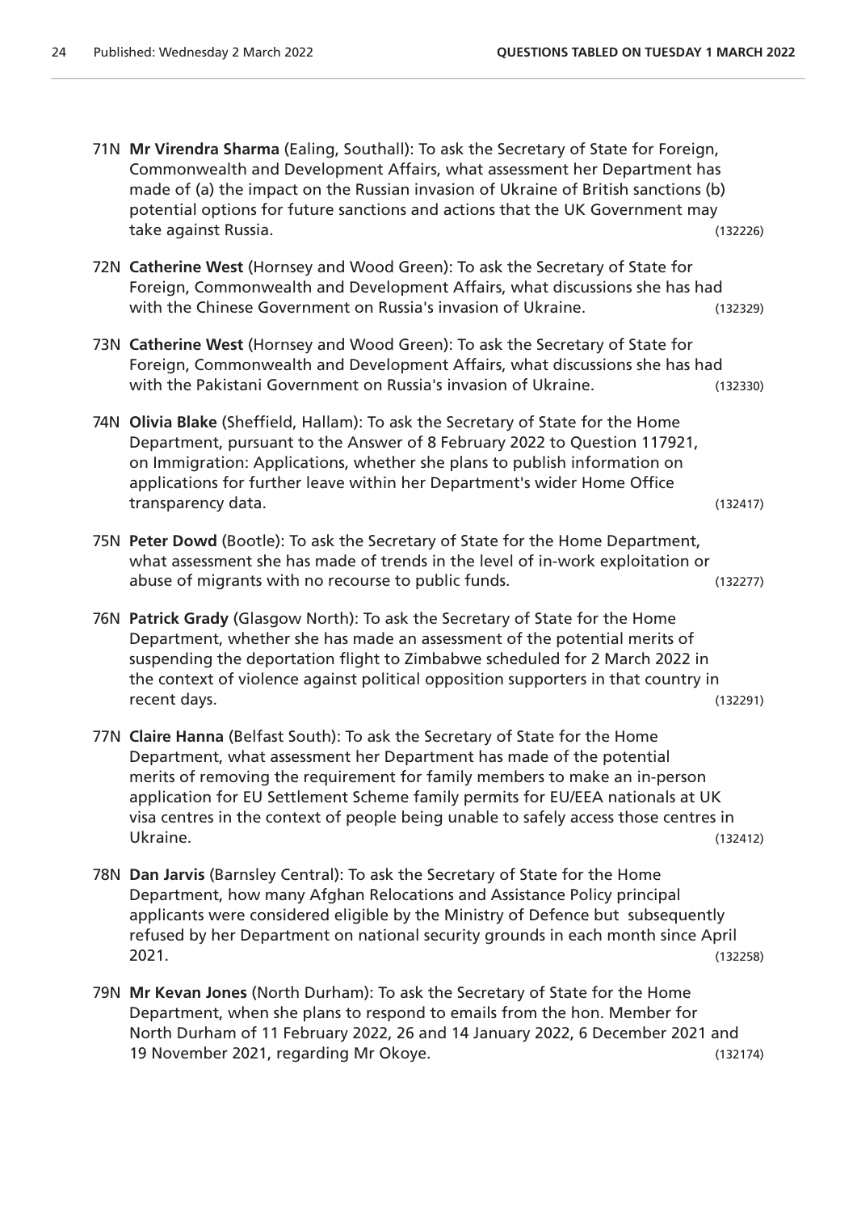71N **Mr Virendra Sharma** (Ealing, Southall): To ask the Secretary of State for Foreign, Commonwealth and Development Affairs, what assessment her Department has made of (a) the impact on the Russian invasion of Ukraine of British sanctions (b) potential options for future sanctions and actions that the UK Government may take against Russia. (132226)

72N **Catherine West** (Hornsey and Wood Green): To ask the Secretary of State for Foreign, Commonwealth and Development Affairs, what discussions she has had with the Chinese Government on Russia's invasion of Ukraine. (132329)

73N **Catherine West** (Hornsey and Wood Green): To ask the Secretary of State for Foreign, Commonwealth and Development Affairs, what discussions she has had with the Pakistani Government on Russia's invasion of Ukraine. (132330)

74N **Olivia Blake** (Sheffield, Hallam): To ask the Secretary of State for the Home Department, pursuant to the Answer of 8 February 2022 to Question 117921, on Immigration: Applications, whether she plans to publish information on applications for further leave within her Department's wider Home Office transparency data. (132417)

75N **Peter Dowd** (Bootle): To ask the Secretary of State for the Home Department, what assessment she has made of trends in the level of in-work exploitation or abuse of migrants with no recourse to public funds. (132277)

76N **Patrick Grady** (Glasgow North): To ask the Secretary of State for the Home Department, whether she has made an assessment of the potential merits of suspending the deportation flight to Zimbabwe scheduled for 2 March 2022 in the context of violence against political opposition supporters in that country in recent days. (132291)

77N **Claire Hanna** (Belfast South): To ask the Secretary of State for the Home Department, what assessment her Department has made of the potential merits of removing the requirement for family members to make an in-person application for EU Settlement Scheme family permits for EU/EEA nationals at UK visa centres in the context of people being unable to safely access those centres in Ukraine. (132412)

78N **Dan Jarvis** (Barnsley Central): To ask the Secretary of State for the Home Department, how many Afghan Relocations and Assistance Policy principal applicants were considered eligible by the Ministry of Defence but subsequently refused by her Department on national security grounds in each month since April 2021. (132258)

79N **Mr Kevan Jones** (North Durham): To ask the Secretary of State for the Home Department, when she plans to respond to emails from the hon. Member for North Durham of 11 February 2022, 26 and 14 January 2022, 6 December 2021 and 19 November 2021, regarding Mr Okoye. (132174)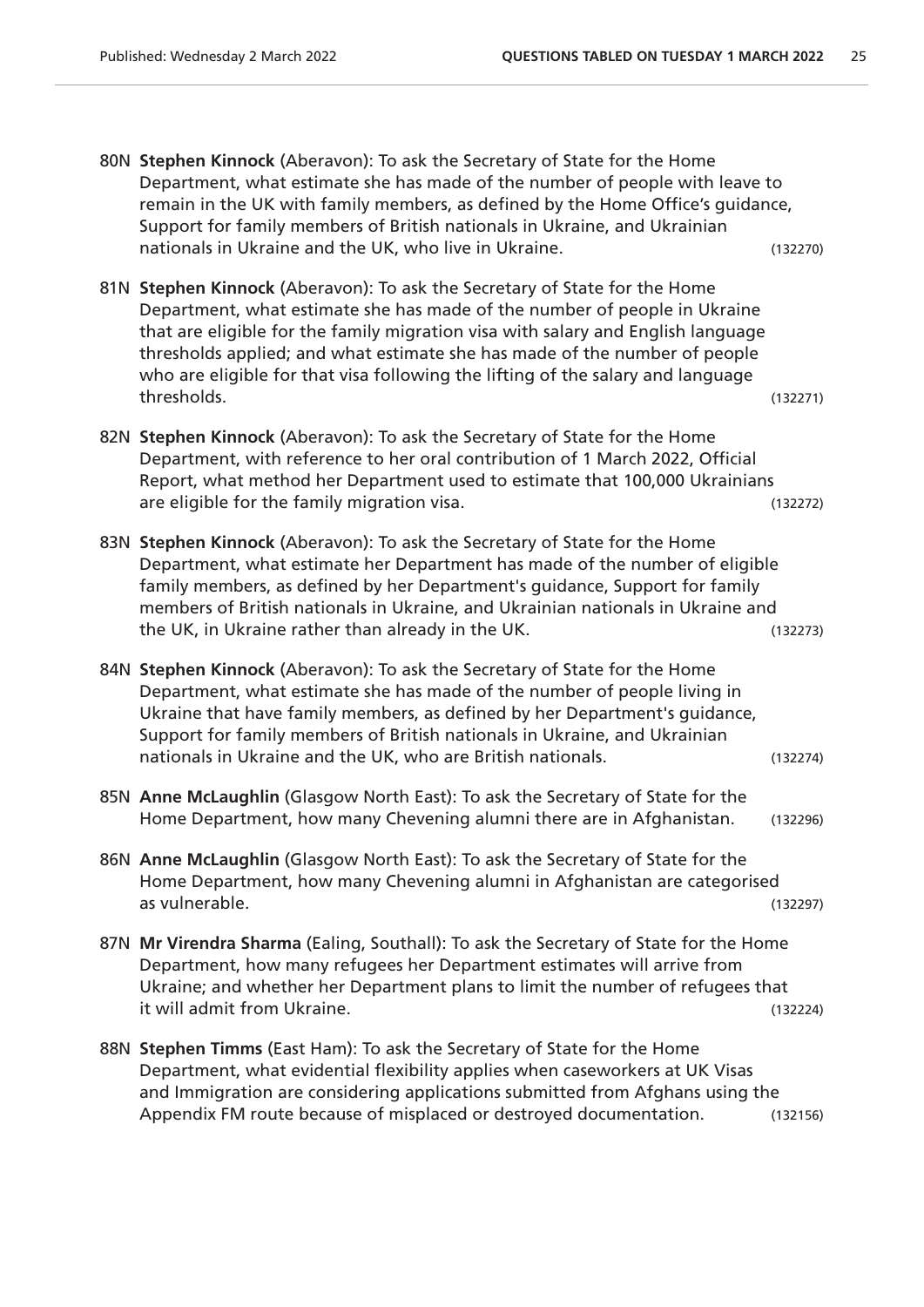80N **Stephen Kinnock** (Aberavon): To ask the Secretary of State for the Home Department, what estimate she has made of the number of people with leave to remain in the UK with family members, as defined by the Home Office's guidance, Support for family members of British nationals in Ukraine, and Ukrainian nationals in Ukraine and the UK, who live in Ukraine. (132270)

81N **Stephen Kinnock** (Aberavon): To ask the Secretary of State for the Home Department, what estimate she has made of the number of people in Ukraine that are eligible for the family migration visa with salary and English language thresholds applied; and what estimate she has made of the number of people who are eligible for that visa following the lifting of the salary and language thresholds. (132271)

82N **Stephen Kinnock** (Aberavon): To ask the Secretary of State for the Home Department, with reference to her oral contribution of 1 March 2022, Official Report, what method her Department used to estimate that 100,000 Ukrainians are eligible for the family migration visa. (132272)

83N **Stephen Kinnock** (Aberavon): To ask the Secretary of State for the Home Department, what estimate her Department has made of the number of eligible family members, as defined by her Department's guidance, Support for family members of British nationals in Ukraine, and Ukrainian nationals in Ukraine and the UK, in Ukraine rather than already in the UK. (132273)

84N **Stephen Kinnock** (Aberavon): To ask the Secretary of State for the Home Department, what estimate she has made of the number of people living in Ukraine that have family members, as defined by her Department's guidance, Support for family members of British nationals in Ukraine, and Ukrainian nationals in Ukraine and the UK, who are British nationals. (132274)

85N **Anne McLaughlin** (Glasgow North East): To ask the Secretary of State for the Home Department, how many Chevening alumni there are in Afghanistan. (132296)

86N **Anne McLaughlin** (Glasgow North East): To ask the Secretary of State for the Home Department, how many Chevening alumni in Afghanistan are categorised as vulnerable. (132297)

87N **Mr Virendra Sharma** (Ealing, Southall): To ask the Secretary of State for the Home Department, how many refugees her Department estimates will arrive from Ukraine; and whether her Department plans to limit the number of refugees that it will admit from Ukraine. (132224)

88N **Stephen Timms** (East Ham): To ask the Secretary of State for the Home Department, what evidential flexibility applies when caseworkers at UK Visas and Immigration are considering applications submitted from Afghans using the Appendix FM route because of misplaced or destroyed documentation. (132156)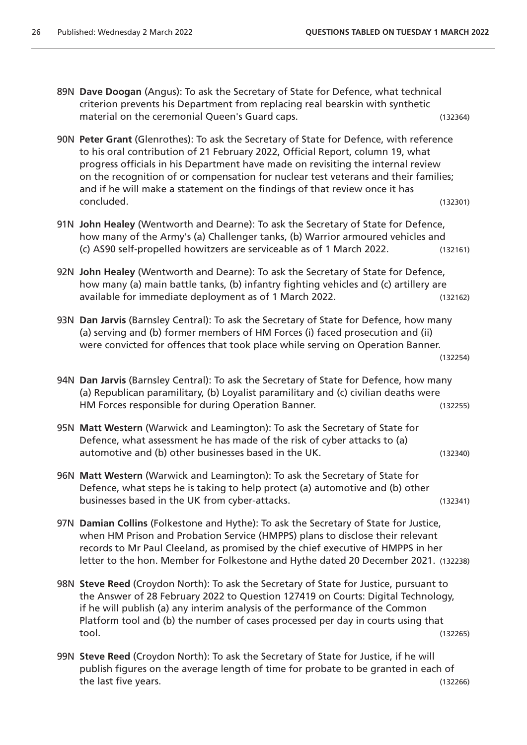89N **Dave Doogan** (Angus): To ask the Secretary of State for Defence, what technical criterion prevents his Department from replacing real bearskin with synthetic material on the ceremonial Queen's Guard caps. (132364)

90N **Peter Grant** (Glenrothes): To ask the Secretary of State for Defence, with reference to his oral contribution of 21 February 2022, Official Report, column 19, what progress officials in his Department have made on revisiting the internal review on the recognition of or compensation for nuclear test veterans and their families; and if he will make a statement on the findings of that review once it has concluded. (132301)

91N **John Healey** (Wentworth and Dearne): To ask the Secretary of State for Defence, how many of the Army's (a) Challenger tanks, (b) Warrior armoured vehicles and (c) AS90 self-propelled howitzers are serviceable as of 1 March 2022. (132161)

92N **John Healey** (Wentworth and Dearne): To ask the Secretary of State for Defence, how many (a) main battle tanks, (b) infantry fighting vehicles and (c) artillery are available for immediate deployment as of 1 March 2022. (132162)

93N **Dan Jarvis** (Barnsley Central): To ask the Secretary of State for Defence, how many (a) serving and (b) former members of HM Forces (i) faced prosecution and (ii) were convicted for offences that took place while serving on Operation Banner. (132254)

94N **Dan Jarvis** (Barnsley Central): To ask the Secretary of State for Defence, how many (a) Republican paramilitary, (b) Loyalist paramilitary and (c) civilian deaths were HM Forces responsible for during Operation Banner. (132255)

95N **Matt Western** (Warwick and Leamington): To ask the Secretary of State for Defence, what assessment he has made of the risk of cyber attacks to (a) automotive and (b) other businesses based in the UK. (132340)

96N **Matt Western** (Warwick and Leamington): To ask the Secretary of State for Defence, what steps he is taking to help protect (a) automotive and (b) other businesses based in the UK from cyber-attacks. (132341)

97N **Damian Collins** (Folkestone and Hythe): To ask the Secretary of State for Justice, when HM Prison and Probation Service (HMPPS) plans to disclose their relevant records to Mr Paul Cleeland, as promised by the chief executive of HMPPS in her letter to the hon. Member for Folkestone and Hythe dated 20 December 2021. (132238)

98N **Steve Reed** (Croydon North): To ask the Secretary of State for Justice, pursuant to the Answer of 28 February 2022 to Question 127419 on Courts: Digital Technology, if he will publish (a) any interim analysis of the performance of the Common Platform tool and (b) the number of cases processed per day in courts using that tool. (132265)

99N **Steve Reed** (Croydon North): To ask the Secretary of State for Justice, if he will publish figures on the average length of time for probate to be granted in each of the last five years. (132266)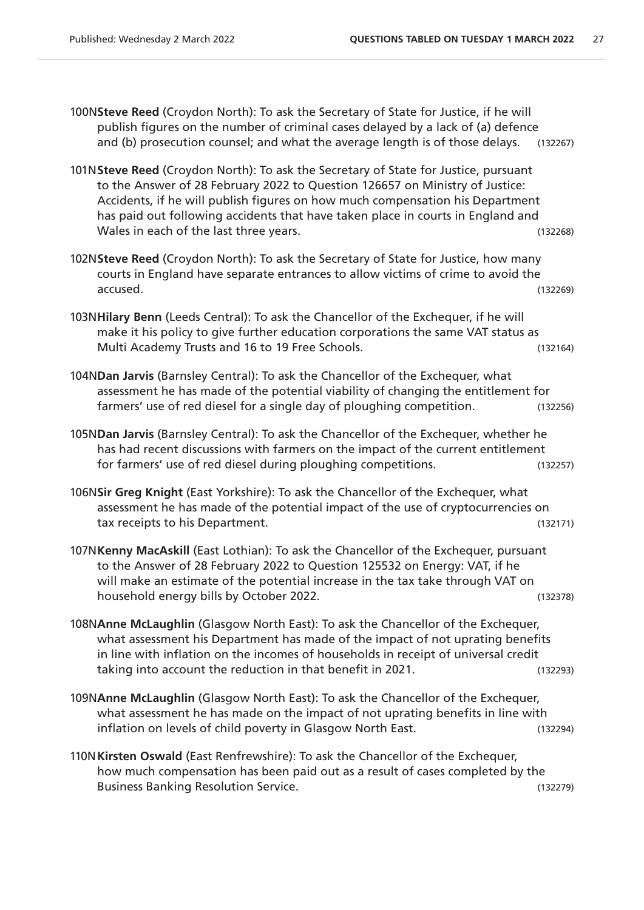100N **Steve Reed** (Croydon North): To ask the Secretary of State for Justice, if he will publish figures on the number of criminal cases delayed by a lack of (a) defence and (b) prosecution counsel; and what the average length is of those delays. (132267)

101N **Steve Reed** (Croydon North): To ask the Secretary of State for Justice, pursuant to the Answer of 28 February 2022 to Question 126657 on Ministry of Justice: Accidents, if he will publish figures on how much compensation his Department has paid out following accidents that have taken place in courts in England and Wales in each of the last three years. (132268)

102N **Steve Reed** (Croydon North): To ask the Secretary of State for Justice, how many courts in England have separate entrances to allow victims of crime to avoid the accused. (132269)

103N **Hilary Benn** (Leeds Central): To ask the Chancellor of the Exchequer, if he will make it his policy to give further education corporations the same VAT status as Multi Academy Trusts and 16 to 19 Free Schools. (132164)

104N **Dan Jarvis** (Barnsley Central): To ask the Chancellor of the Exchequer, what assessment he has made of the potential viability of changing the entitlement for farmers' use of red diesel for a single day of ploughing competition. (132256)

105N **Dan Jarvis** (Barnsley Central): To ask the Chancellor of the Exchequer, whether he has had recent discussions with farmers on the impact of the current entitlement for farmers' use of red diesel during ploughing competitions. (132257)

106N **Sir Greg Knight** (East Yorkshire): To ask the Chancellor of the Exchequer, what assessment he has made of the potential impact of the use of cryptocurrencies on tax receipts to his Department. (132171)

107N **Kenny MacAskill** (East Lothian): To ask the Chancellor of the Exchequer, pursuant to the Answer of 28 February 2022 to Question 125532 on Energy: VAT, if he will make an estimate of the potential increase in the tax take through VAT on household energy bills by October 2022. (132378)

108N **Anne McLaughlin** (Glasgow North East): To ask the Chancellor of the Exchequer, what assessment his Department has made of the impact of not uprating benefits in line with inflation on the incomes of households in receipt of universal credit taking into account the reduction in that benefit in 2021. (132293)

109N **Anne McLaughlin** (Glasgow North East): To ask the Chancellor of the Exchequer, what assessment he has made on the impact of not uprating benefits in line with inflation on levels of child poverty in Glasgow North East. (132294)

110N **Kirsten Oswald** (East Renfrewshire): To ask the Chancellor of the Exchequer, how much compensation has been paid out as a result of cases completed by the Business Banking Resolution Service. (132279)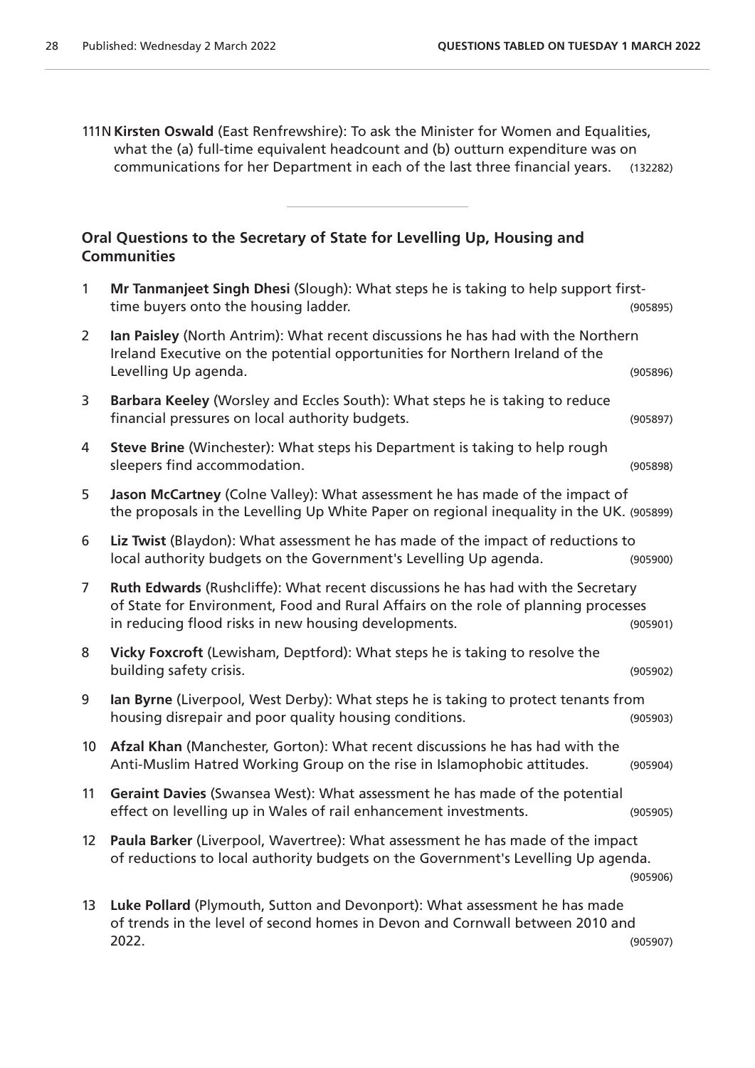111N **Kirsten Oswald** (East Renfrewshire): To ask the Minister for Women and Equalities, what the (a) full-time equivalent headcount and (b) outturn expenditure was on communications for her Department in each of the last three financial years. (132282)

---

## Oral Questions to the Secretary of State for Levelling Up, Housing and Communities

1 **Mr Tanmanjeet Singh Dhesi** (Slough): What steps he is taking to help support first-time buyers onto the housing ladder. (905895)

2 **Ian Paisley** (North Antrim): What recent discussions he has had with the Northern Ireland Executive on the potential opportunities for Northern Ireland of the Levelling Up agenda. (905896)

3 **Barbara Keeley** (Worsley and Eccles South): What steps he is taking to reduce financial pressures on local authority budgets. (905897)

4 **Steve Brine** (Winchester): What steps his Department is taking to help rough sleepers find accommodation. (905898)

5 **Jason McCartney** (Colne Valley): What assessment he has made of the impact of the proposals in the Levelling Up White Paper on regional inequality in the UK. (905899)

6 **Liz Twist** (Blaydon): What assessment he has made of the impact of reductions to local authority budgets on the Government's Levelling Up agenda. (905900)

7 **Ruth Edwards** (Rushcliffe): What recent discussions he has had with the Secretary of State for Environment, Food and Rural Affairs on the role of planning processes in reducing flood risks in new housing developments. (905901)

8 **Vicky Foxcroft** (Lewisham, Deptford): What steps he is taking to resolve the building safety crisis. (905902)

9 **Ian Byrne** (Liverpool, West Derby): What steps he is taking to protect tenants from housing disrepair and poor quality housing conditions. (905903)

10 **Afzal Khan** (Manchester, Gorton): What recent discussions he has had with the Anti-Muslim Hatred Working Group on the rise in Islamophobic attitudes. (905904)

11 **Geraint Davies** (Swansea West): What assessment he has made of the potential effect on levelling up in Wales of rail enhancement investments. (905905)

12 **Paula Barker** (Liverpool, Wavertree): What assessment he has made of the impact of reductions to local authority budgets on the Government's Levelling Up agenda. (905906)

13 **Luke Pollard** (Plymouth, Sutton and Devonport): What assessment he has made of trends in the level of second homes in Devon and Cornwall between 2010 and 2022. (905907)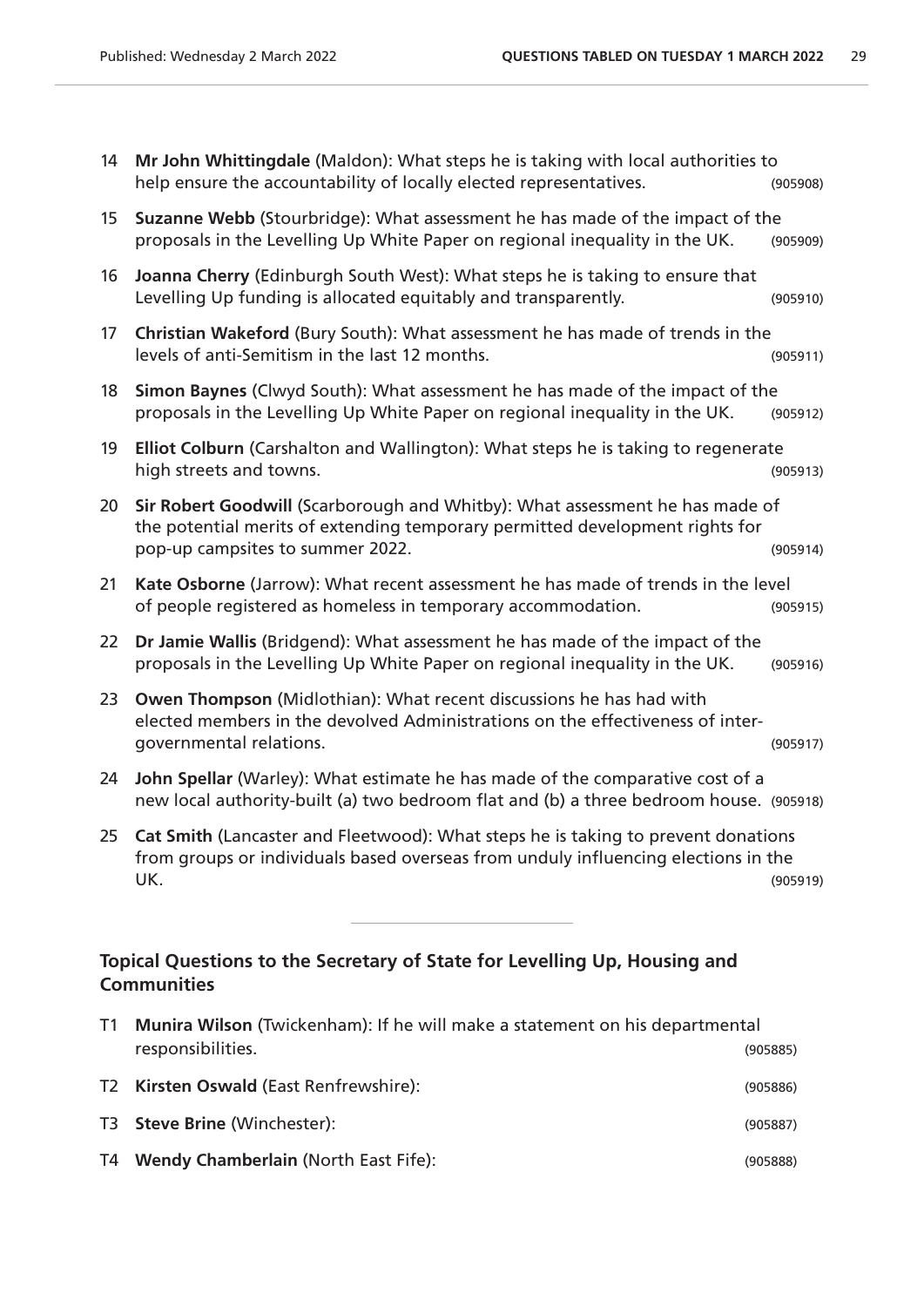14 **Mr John Whittingdale** (Maldon): What steps he is taking with local authorities to help ensure the accountability of locally elected representatives. (905908)

15 **Suzanne Webb** (Stourbridge): What assessment he has made of the impact of the proposals in the Levelling Up White Paper on regional inequality in the UK. (905909)

16 **Joanna Cherry** (Edinburgh South West): What steps he is taking to ensure that Levelling Up funding is allocated equitably and transparently. (905910)

17 **Christian Wakeford** (Bury South): What assessment he has made of trends in the levels of anti-Semitism in the last 12 months. (905911)

18 **Simon Baynes** (Clwyd South): What assessment he has made of the impact of the proposals in the Levelling Up White Paper on regional inequality in the UK. (905912)

19 **Elliot Colburn** (Carshalton and Wallington): What steps he is taking to regenerate high streets and towns. (905913)

20 **Sir Robert Goodwill** (Scarborough and Whitby): What assessment he has made of the potential merits of extending temporary permitted development rights for pop-up campsites to summer 2022. (905914)

21 **Kate Osborne** (Jarrow): What recent assessment he has made of trends in the level of people registered as homeless in temporary accommodation. (905915)

22 **Dr Jamie Wallis** (Bridgend): What assessment he has made of the impact of the proposals in the Levelling Up White Paper on regional inequality in the UK. (905916)

23 **Owen Thompson** (Midlothian): What recent discussions he has had with elected members in the devolved Administrations on the effectiveness of inter-governmental relations. (905917)

24 **John Spellar** (Warley): What estimate he has made of the comparative cost of a new local authority-built (a) two bedroom flat and (b) a three bedroom house. (905918)

25 **Cat Smith** (Lancaster and Fleetwood): What steps he is taking to prevent donations from groups or individuals based overseas from unduly influencing elections in the UK. (905919)

## Topical Questions to the Secretary of State for Levelling Up, Housing and Communities

T1 **Munira Wilson** (Twickenham): If he will make a statement on his departmental responsibilities. (905885)

T2 **Kirsten Oswald** (East Renfrewshire): (905886)

T3 **Steve Brine** (Winchester): (905887)

T4 **Wendy Chamberlain** (North East Fife): (905888)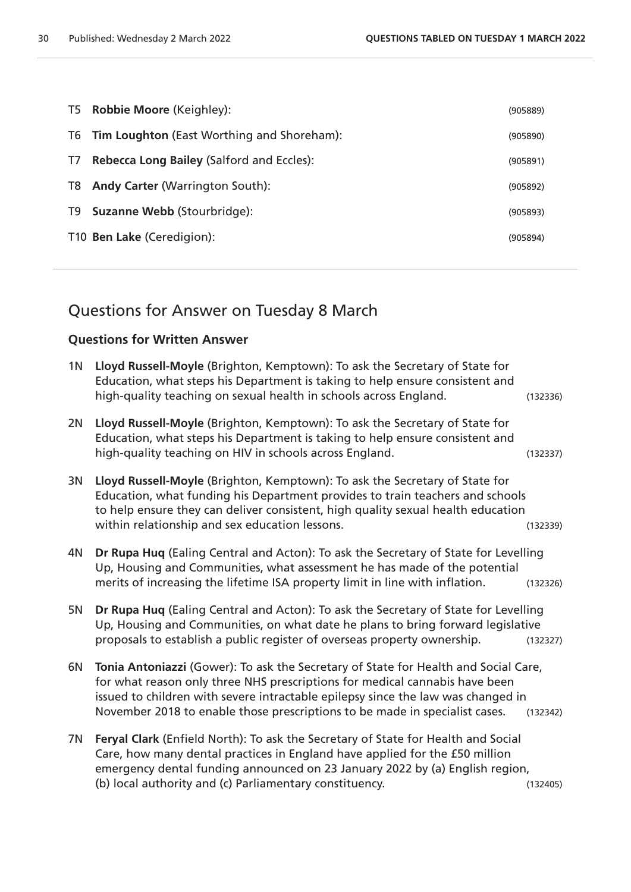T5 **Robbie Moore** (Keighley): (905889)

T6 **Tim Loughton** (East Worthing and Shoreham): (905890)

T7 **Rebecca Long Bailey** (Salford and Eccles): (905891)

T8 **Andy Carter** (Warrington South): (905892)

T9 **Suzanne Webb** (Stourbridge): (905893)

T10 **Ben Lake** (Ceredigion): (905894)

---

## Questions for Answer on Tuesday 8 March

### Questions for Written Answer

1N **Lloyd Russell-Moyle** (Brighton, Kemptown): To ask the Secretary of State for Education, what steps his Department is taking to help ensure consistent and high-quality teaching on sexual health in schools across England. (132336)

2N **Lloyd Russell-Moyle** (Brighton, Kemptown): To ask the Secretary of State for Education, what steps his Department is taking to help ensure consistent and high-quality teaching on HIV in schools across England. (132337)

3N **Lloyd Russell-Moyle** (Brighton, Kemptown): To ask the Secretary of State for Education, what funding his Department provides to train teachers and schools to help ensure they can deliver consistent, high quality sexual health education within relationship and sex education lessons. (132339)

4N **Dr Rupa Huq** (Ealing Central and Acton): To ask the Secretary of State for Levelling Up, Housing and Communities, what assessment he has made of the potential merits of increasing the lifetime ISA property limit in line with inflation. (132326)

5N **Dr Rupa Huq** (Ealing Central and Acton): To ask the Secretary of State for Levelling Up, Housing and Communities, on what date he plans to bring forward legislative proposals to establish a public register of overseas property ownership. (132327)

6N **Tonia Antoniazzi** (Gower): To ask the Secretary of State for Health and Social Care, for what reason only three NHS prescriptions for medical cannabis have been issued to children with severe intractable epilepsy since the law was changed in November 2018 to enable those prescriptions to be made in specialist cases. (132342)

7N **Feryal Clark** (Enfield North): To ask the Secretary of State for Health and Social Care, how many dental practices in England have applied for the £50 million emergency dental funding announced on 23 January 2022 by (a) English region, (b) local authority and (c) Parliamentary constituency. (132405)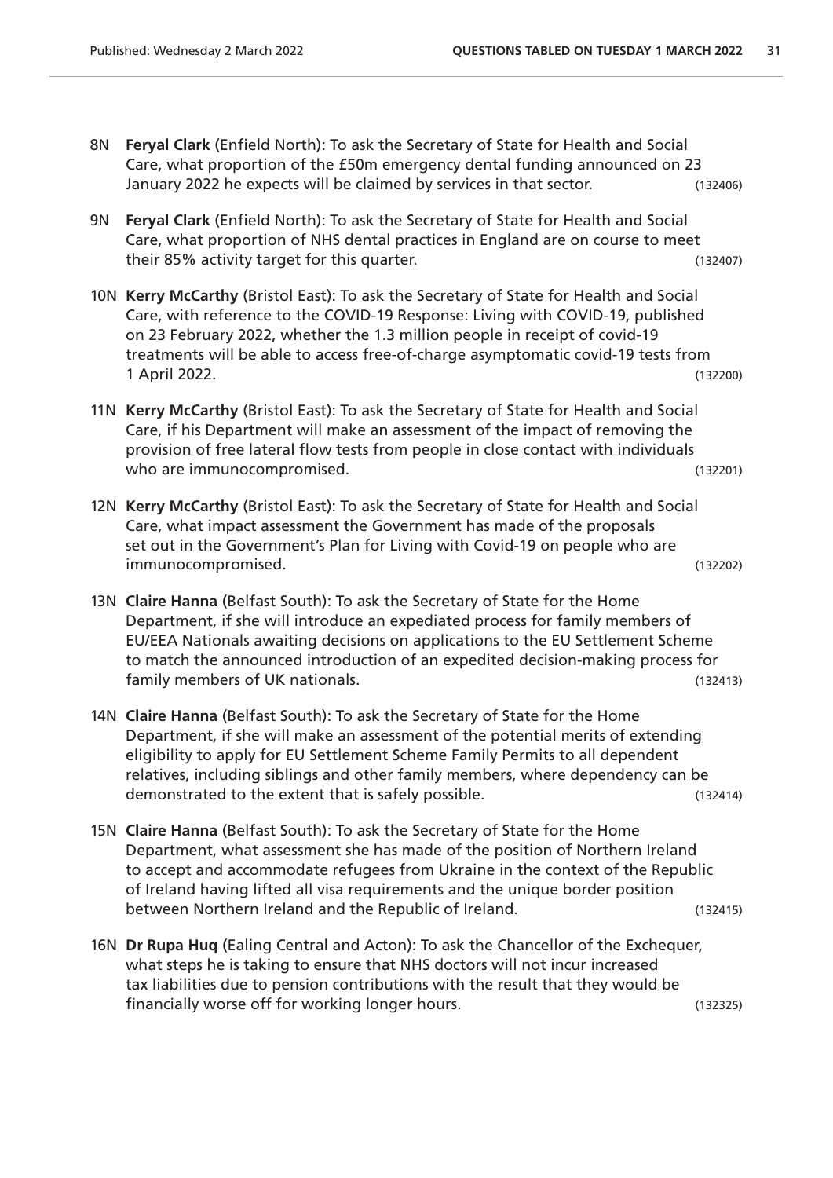8N **Feryal Clark** (Enfield North): To ask the Secretary of State for Health and Social Care, what proportion of the £50m emergency dental funding announced on 23 January 2022 he expects will be claimed by services in that sector. (132406)

9N **Feryal Clark** (Enfield North): To ask the Secretary of State for Health and Social Care, what proportion of NHS dental practices in England are on course to meet their 85% activity target for this quarter. (132407)

10N **Kerry McCarthy** (Bristol East): To ask the Secretary of State for Health and Social Care, with reference to the COVID-19 Response: Living with COVID-19, published on 23 February 2022, whether the 1.3 million people in receipt of covid-19 treatments will be able to access free-of-charge asymptomatic covid-19 tests from 1 April 2022. (132200)

11N **Kerry McCarthy** (Bristol East): To ask the Secretary of State for Health and Social Care, if his Department will make an assessment of the impact of removing the provision of free lateral flow tests from people in close contact with individuals who are immunocompromised. (132201)

12N **Kerry McCarthy** (Bristol East): To ask the Secretary of State for Health and Social Care, what impact assessment the Government has made of the proposals set out in the Government's Plan for Living with Covid-19 on people who are immunocompromised. (132202)

13N **Claire Hanna** (Belfast South): To ask the Secretary of State for the Home Department, if she will introduce an expediated process for family members of EU/EEA Nationals awaiting decisions on applications to the EU Settlement Scheme to match the announced introduction of an expedited decision-making process for family members of UK nationals. (132413)

14N **Claire Hanna** (Belfast South): To ask the Secretary of State for the Home Department, if she will make an assessment of the potential merits of extending eligibility to apply for EU Settlement Scheme Family Permits to all dependent relatives, including siblings and other family members, where dependency can be demonstrated to the extent that is safely possible. (132414)

15N **Claire Hanna** (Belfast South): To ask the Secretary of State for the Home Department, what assessment she has made of the position of Northern Ireland to accept and accommodate refugees from Ukraine in the context of the Republic of Ireland having lifted all visa requirements and the unique border position between Northern Ireland and the Republic of Ireland. (132415)

16N **Dr Rupa Huq** (Ealing Central and Acton): To ask the Chancellor of the Exchequer, what steps he is taking to ensure that NHS doctors will not incur increased tax liabilities due to pension contributions with the result that they would be financially worse off for working longer hours. (132325)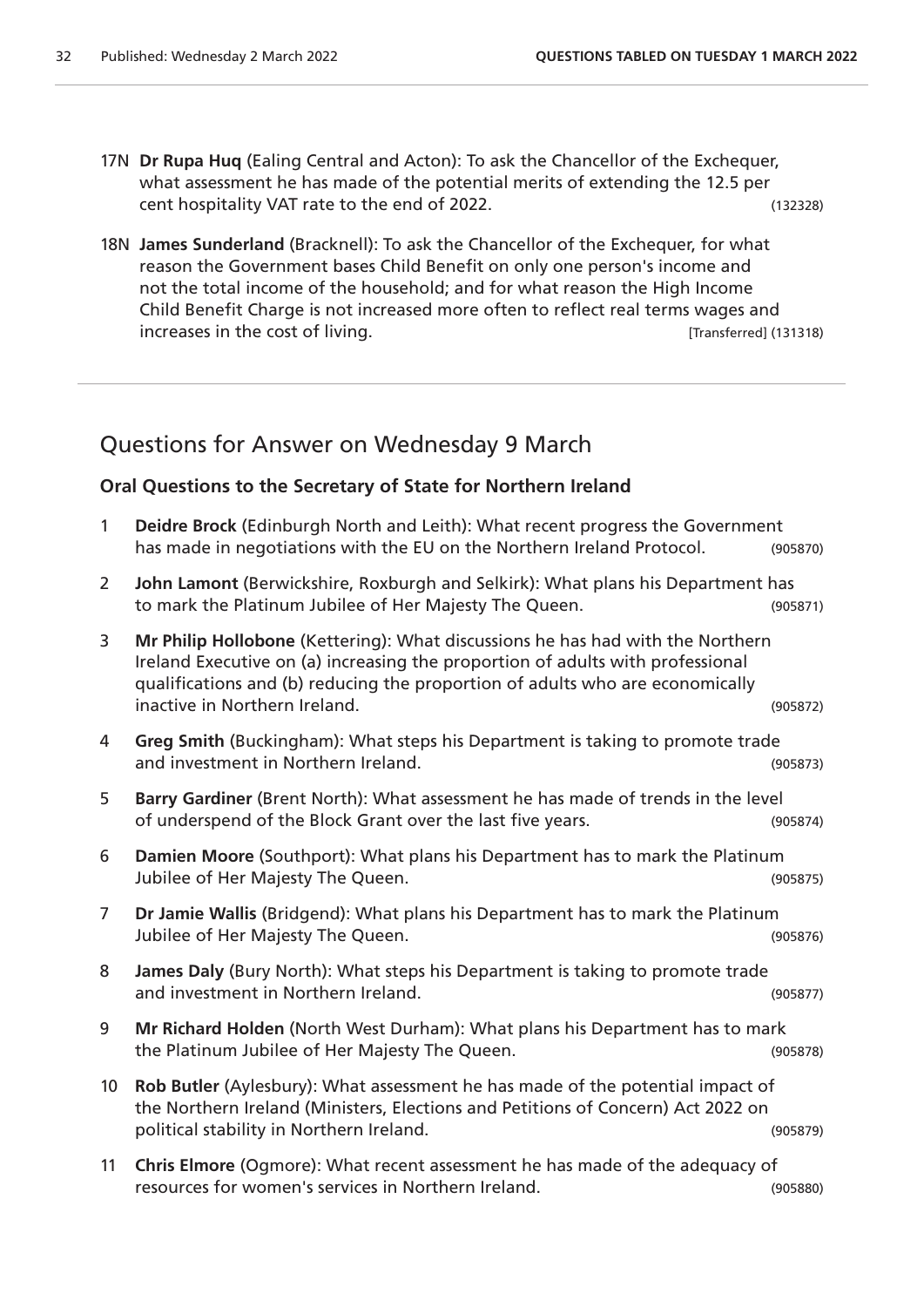17N **Dr Rupa Huq** (Ealing Central and Acton): To ask the Chancellor of the Exchequer, what assessment he has made of the potential merits of extending the 12.5 per cent hospitality VAT rate to the end of 2022. (132328)

18N **James Sunderland** (Bracknell): To ask the Chancellor of the Exchequer, for what reason the Government bases Child Benefit on only one person's income and not the total income of the household; and for what reason the High Income Child Benefit Charge is not increased more often to reflect real terms wages and increases in the cost of living. [Transferred] (131318)

## Questions for Answer on Wednesday 9 March

### Oral Questions to the Secretary of State for Northern Ireland

1 **Deidre Brock** (Edinburgh North and Leith): What recent progress the Government has made in negotiations with the EU on the Northern Ireland Protocol. (905870)

2 **John Lamont** (Berwickshire, Roxburgh and Selkirk): What plans his Department has to mark the Platinum Jubilee of Her Majesty The Queen. (905871)

3 **Mr Philip Hollobone** (Kettering): What discussions he has had with the Northern Ireland Executive on (a) increasing the proportion of adults with professional qualifications and (b) reducing the proportion of adults who are economically inactive in Northern Ireland. (905872)

4 **Greg Smith** (Buckingham): What steps his Department is taking to promote trade and investment in Northern Ireland. (905873)

5 **Barry Gardiner** (Brent North): What assessment he has made of trends in the level of underspend of the Block Grant over the last five years. (905874)

6 **Damien Moore** (Southport): What plans his Department has to mark the Platinum Jubilee of Her Majesty The Queen. (905875)

7 **Dr Jamie Wallis** (Bridgend): What plans his Department has to mark the Platinum Jubilee of Her Majesty The Queen. (905876)

8 **James Daly** (Bury North): What steps his Department is taking to promote trade and investment in Northern Ireland. (905877)

9 **Mr Richard Holden** (North West Durham): What plans his Department has to mark the Platinum Jubilee of Her Majesty The Queen. (905878)

10 **Rob Butler** (Aylesbury): What assessment he has made of the potential impact of the Northern Ireland (Ministers, Elections and Petitions of Concern) Act 2022 on political stability in Northern Ireland. (905879)

11 **Chris Elmore** (Ogmore): What recent assessment he has made of the adequacy of resources for women's services in Northern Ireland. (905880)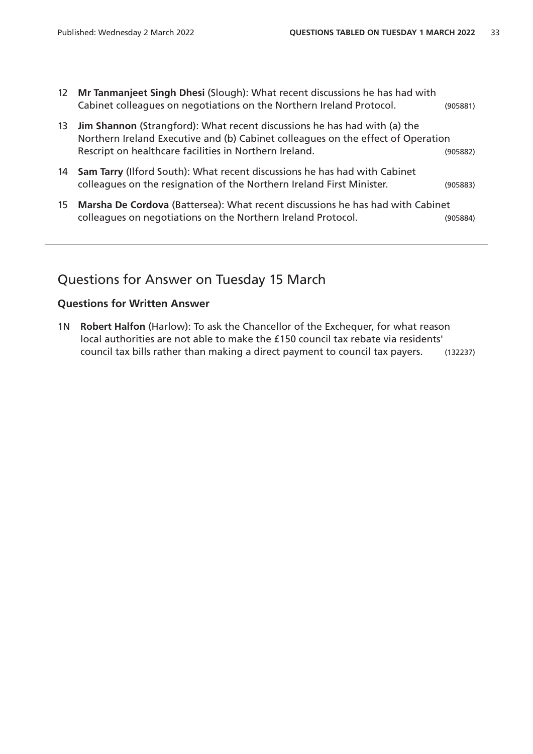12 **Mr Tanmanjeet Singh Dhesi** (Slough): What recent discussions he has had with Cabinet colleagues on negotiations on the Northern Ireland Protocol. (905881)

13 **Jim Shannon** (Strangford): What recent discussions he has had with (a) the Northern Ireland Executive and (b) Cabinet colleagues on the effect of Operation Rescript on healthcare facilities in Northern Ireland. (905882)

14 **Sam Tarry** (Ilford South): What recent discussions he has had with Cabinet colleagues on the resignation of the Northern Ireland First Minister. (905883)

15 **Marsha De Cordova** (Battersea): What recent discussions he has had with Cabinet colleagues on negotiations on the Northern Ireland Protocol. (905884)

## Questions for Answer on Tuesday 15 March

### Questions for Written Answer

1N **Robert Halfon** (Harlow): To ask the Chancellor of the Exchequer, for what reason local authorities are not able to make the £150 council tax rebate via residents' council tax bills rather than making a direct payment to council tax payers. (132237)